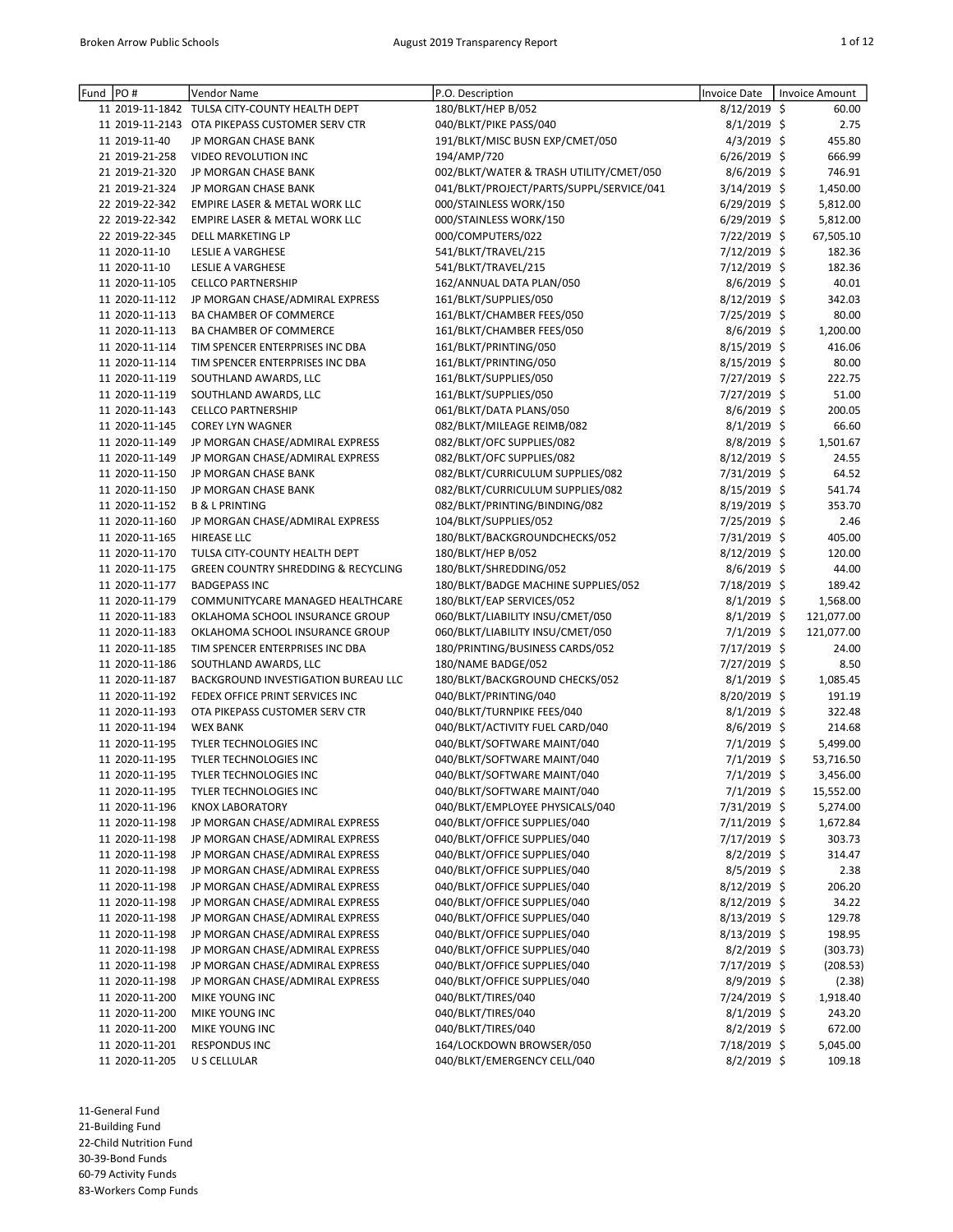| Fund | PO # | Vendor Name | P.O. Description | Invoice Date | Invoice Amount |
|---|---|---|---|---|---|
| 11 | 2019-11-1842 | TULSA CITY-COUNTY HEALTH DEPT | 180/BLKT/HEP B/052 | 8/12/2019 | $ 60.00 |
| 11 | 2019-11-2143 | OTA PIKEPASS CUSTOMER SERV CTR | 040/BLKT/PIKE PASS/040 | 8/1/2019 | $ 2.75 |
| 11 | 2019-11-40 | JP MORGAN CHASE BANK | 191/BLKT/MISC BUSN EXP/CMET/050 | 4/3/2019 | $ 455.80 |
| 21 | 2019-21-258 | VIDEO REVOLUTION INC | 194/AMP/720 | 6/26/2019 | $ 666.99 |
| 21 | 2019-21-320 | JP MORGAN CHASE BANK | 002/BLKT/WATER & TRASH UTILITY/CMET/050 | 8/6/2019 | $ 746.91 |
| 21 | 2019-21-324 | JP MORGAN CHASE BANK | 041/BLKT/PROJECT/PARTS/SUPPL/SERVICE/041 | 3/14/2019 | $ 1,450.00 |
| 22 | 2019-22-342 | EMPIRE LASER & METAL WORK LLC | 000/STAINLESS WORK/150 | 6/29/2019 | $ 5,812.00 |
| 22 | 2019-22-342 | EMPIRE LASER & METAL WORK LLC | 000/STAINLESS WORK/150 | 6/29/2019 | $ 5,812.00 |
| 22 | 2019-22-345 | DELL MARKETING LP | 000/COMPUTERS/022 | 7/22/2019 | $ 67,505.10 |
| 11 | 2020-11-10 | LESLIE A VARGHESE | 541/BLKT/TRAVEL/215 | 7/12/2019 | $ 182.36 |
| 11 | 2020-11-10 | LESLIE A VARGHESE | 541/BLKT/TRAVEL/215 | 7/12/2019 | $ 182.36 |
| 11 | 2020-11-105 | CELLCO PARTNERSHIP | 162/ANNUAL DATA PLAN/050 | 8/6/2019 | $ 40.01 |
| 11 | 2020-11-112 | JP MORGAN CHASE/ADMIRAL EXPRESS | 161/BLKT/SUPPLIES/050 | 8/12/2019 | $ 342.03 |
| 11 | 2020-11-113 | BA CHAMBER OF COMMERCE | 161/BLKT/CHAMBER FEES/050 | 7/25/2019 | $ 80.00 |
| 11 | 2020-11-113 | BA CHAMBER OF COMMERCE | 161/BLKT/CHAMBER FEES/050 | 8/6/2019 | $ 1,200.00 |
| 11 | 2020-11-114 | TIM SPENCER ENTERPRISES INC DBA | 161/BLKT/PRINTING/050 | 8/15/2019 | $ 416.06 |
| 11 | 2020-11-114 | TIM SPENCER ENTERPRISES INC DBA | 161/BLKT/PRINTING/050 | 8/15/2019 | $ 80.00 |
| 11 | 2020-11-119 | SOUTHLAND AWARDS, LLC | 161/BLKT/SUPPLIES/050 | 7/27/2019 | $ 222.75 |
| 11 | 2020-11-119 | SOUTHLAND AWARDS, LLC | 161/BLKT/SUPPLIES/050 | 7/27/2019 | $ 51.00 |
| 11 | 2020-11-143 | CELLCO PARTNERSHIP | 061/BLKT/DATA PLANS/050 | 8/6/2019 | $ 200.05 |
| 11 | 2020-11-145 | COREY LYN WAGNER | 082/BLKT/MILEAGE REIMB/082 | 8/1/2019 | $ 66.60 |
| 11 | 2020-11-149 | JP MORGAN CHASE/ADMIRAL EXPRESS | 082/BLKT/OFC SUPPLIES/082 | 8/8/2019 | $ 1,501.67 |
| 11 | 2020-11-149 | JP MORGAN CHASE/ADMIRAL EXPRESS | 082/BLKT/OFC SUPPLIES/082 | 8/12/2019 | $ 24.55 |
| 11 | 2020-11-150 | JP MORGAN CHASE BANK | 082/BLKT/CURRICULUM SUPPLIES/082 | 7/31/2019 | $ 64.52 |
| 11 | 2020-11-150 | JP MORGAN CHASE BANK | 082/BLKT/CURRICULUM SUPPLIES/082 | 8/15/2019 | $ 541.74 |
| 11 | 2020-11-152 | B & L PRINTING | 082/BLKT/PRINTING/BINDING/082 | 8/19/2019 | $ 353.70 |
| 11 | 2020-11-160 | JP MORGAN CHASE/ADMIRAL EXPRESS | 104/BLKT/SUPPLIES/052 | 7/25/2019 | $ 2.46 |
| 11 | 2020-11-165 | HIREASE LLC | 180/BLKT/BACKGROUNDCHECKS/052 | 7/31/2019 | $ 405.00 |
| 11 | 2020-11-170 | TULSA CITY-COUNTY HEALTH DEPT | 180/BLKT/HEP B/052 | 8/12/2019 | $ 120.00 |
| 11 | 2020-11-175 | GREEN COUNTRY SHREDDING & RECYCLING | 180/BLKT/SHREDDING/052 | 8/6/2019 | $ 44.00 |
| 11 | 2020-11-177 | BADGEPASS INC | 180/BLKT/BADGE MACHINE SUPPLIES/052 | 7/18/2019 | $ 189.42 |
| 11 | 2020-11-179 | COMMUNITYCARE MANAGED HEALTHCARE | 180/BLKT/EAP SERVICES/052 | 8/1/2019 | $ 1,568.00 |
| 11 | 2020-11-183 | OKLAHOMA SCHOOL INSURANCE GROUP | 060/BLKT/LIABILITY INSU/CMET/050 | 8/1/2019 | $ 121,077.00 |
| 11 | 2020-11-183 | OKLAHOMA SCHOOL INSURANCE GROUP | 060/BLKT/LIABILITY INSU/CMET/050 | 7/1/2019 | $ 121,077.00 |
| 11 | 2020-11-185 | TIM SPENCER ENTERPRISES INC DBA | 180/PRINTING/BUSINESS CARDS/052 | 7/17/2019 | $ 24.00 |
| 11 | 2020-11-186 | SOUTHLAND AWARDS, LLC | 180/NAME BADGE/052 | 7/27/2019 | $ 8.50 |
| 11 | 2020-11-187 | BACKGROUND INVESTIGATION BUREAU LLC | 180/BLKT/BACKGROUND CHECKS/052 | 8/1/2019 | $ 1,085.45 |
| 11 | 2020-11-192 | FEDEX OFFICE PRINT SERVICES INC | 040/BLKT/PRINTING/040 | 8/20/2019 | $ 191.19 |
| 11 | 2020-11-193 | OTA PIKEPASS CUSTOMER SERV CTR | 040/BLKT/TURNPIKE FEES/040 | 8/1/2019 | $ 322.48 |
| 11 | 2020-11-194 | WEX BANK | 040/BLKT/ACTIVITY FUEL CARD/040 | 8/6/2019 | $ 214.68 |
| 11 | 2020-11-195 | TYLER TECHNOLOGIES INC | 040/BLKT/SOFTWARE MAINT/040 | 7/1/2019 | $ 5,499.00 |
| 11 | 2020-11-195 | TYLER TECHNOLOGIES INC | 040/BLKT/SOFTWARE MAINT/040 | 7/1/2019 | $ 53,716.50 |
| 11 | 2020-11-195 | TYLER TECHNOLOGIES INC | 040/BLKT/SOFTWARE MAINT/040 | 7/1/2019 | $ 3,456.00 |
| 11 | 2020-11-195 | TYLER TECHNOLOGIES INC | 040/BLKT/SOFTWARE MAINT/040 | 7/1/2019 | $ 15,552.00 |
| 11 | 2020-11-196 | KNOX LABORATORY | 040/BLKT/EMPLOYEE PHYSICALS/040 | 7/31/2019 | $ 5,274.00 |
| 11 | 2020-11-198 | JP MORGAN CHASE/ADMIRAL EXPRESS | 040/BLKT/OFFICE SUPPLIES/040 | 7/11/2019 | $ 1,672.84 |
| 11 | 2020-11-198 | JP MORGAN CHASE/ADMIRAL EXPRESS | 040/BLKT/OFFICE SUPPLIES/040 | 7/17/2019 | $ 303.73 |
| 11 | 2020-11-198 | JP MORGAN CHASE/ADMIRAL EXPRESS | 040/BLKT/OFFICE SUPPLIES/040 | 8/2/2019 | $ 314.47 |
| 11 | 2020-11-198 | JP MORGAN CHASE/ADMIRAL EXPRESS | 040/BLKT/OFFICE SUPPLIES/040 | 8/5/2019 | $ 2.38 |
| 11 | 2020-11-198 | JP MORGAN CHASE/ADMIRAL EXPRESS | 040/BLKT/OFFICE SUPPLIES/040 | 8/12/2019 | $ 206.20 |
| 11 | 2020-11-198 | JP MORGAN CHASE/ADMIRAL EXPRESS | 040/BLKT/OFFICE SUPPLIES/040 | 8/12/2019 | $ 34.22 |
| 11 | 2020-11-198 | JP MORGAN CHASE/ADMIRAL EXPRESS | 040/BLKT/OFFICE SUPPLIES/040 | 8/13/2019 | $ 129.78 |
| 11 | 2020-11-198 | JP MORGAN CHASE/ADMIRAL EXPRESS | 040/BLKT/OFFICE SUPPLIES/040 | 8/13/2019 | $ 198.95 |
| 11 | 2020-11-198 | JP MORGAN CHASE/ADMIRAL EXPRESS | 040/BLKT/OFFICE SUPPLIES/040 | 8/2/2019 | $ (303.73) |
| 11 | 2020-11-198 | JP MORGAN CHASE/ADMIRAL EXPRESS | 040/BLKT/OFFICE SUPPLIES/040 | 7/17/2019 | $ (208.53) |
| 11 | 2020-11-198 | JP MORGAN CHASE/ADMIRAL EXPRESS | 040/BLKT/OFFICE SUPPLIES/040 | 8/9/2019 | $ (2.38) |
| 11 | 2020-11-200 | MIKE YOUNG INC | 040/BLKT/TIRES/040 | 7/24/2019 | $ 1,918.40 |
| 11 | 2020-11-200 | MIKE YOUNG INC | 040/BLKT/TIRES/040 | 8/1/2019 | $ 243.20 |
| 11 | 2020-11-200 | MIKE YOUNG INC | 040/BLKT/TIRES/040 | 8/2/2019 | $ 672.00 |
| 11 | 2020-11-201 | RESPONDUS INC | 164/LOCKDOWN BROWSER/050 | 7/18/2019 | $ 5,045.00 |
| 11 | 2020-11-205 | U S CELLULAR | 040/BLKT/EMERGENCY CELL/040 | 8/2/2019 | $ 109.18 |

11-General Fund
21-Building Fund
22-Child Nutrition Fund
30-39-Bond Funds
60-79 Activity Funds
83-Workers Comp Funds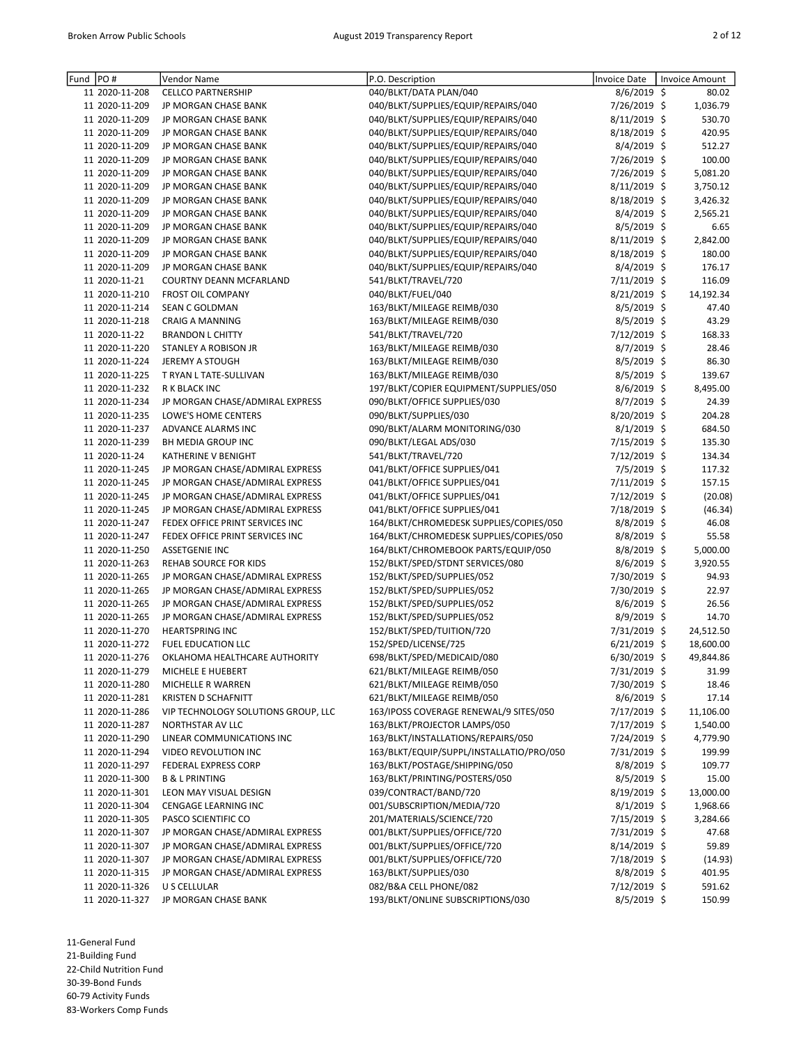| Fund | PO # | Vendor Name | P.O. Description | Invoice Date | Invoice Amount |
|---|---|---|---|---|---|
| 11 | 2020-11-208 | CELLCO PARTNERSHIP | 040/BLKT/DATA PLAN/040 | 8/6/2019 | $ 80.02 |
| 11 | 2020-11-209 | JP MORGAN CHASE BANK | 040/BLKT/SUPPLIES/EQUIP/REPAIRS/040 | 7/26/2019 | $ 1,036.79 |
| 11 | 2020-11-209 | JP MORGAN CHASE BANK | 040/BLKT/SUPPLIES/EQUIP/REPAIRS/040 | 8/11/2019 | $ 530.70 |
| 11 | 2020-11-209 | JP MORGAN CHASE BANK | 040/BLKT/SUPPLIES/EQUIP/REPAIRS/040 | 8/18/2019 | $ 420.95 |
| 11 | 2020-11-209 | JP MORGAN CHASE BANK | 040/BLKT/SUPPLIES/EQUIP/REPAIRS/040 | 8/4/2019 | $ 512.27 |
| 11 | 2020-11-209 | JP MORGAN CHASE BANK | 040/BLKT/SUPPLIES/EQUIP/REPAIRS/040 | 7/26/2019 | $ 100.00 |
| 11 | 2020-11-209 | JP MORGAN CHASE BANK | 040/BLKT/SUPPLIES/EQUIP/REPAIRS/040 | 7/26/2019 | $ 5,081.20 |
| 11 | 2020-11-209 | JP MORGAN CHASE BANK | 040/BLKT/SUPPLIES/EQUIP/REPAIRS/040 | 8/11/2019 | $ 3,750.12 |
| 11 | 2020-11-209 | JP MORGAN CHASE BANK | 040/BLKT/SUPPLIES/EQUIP/REPAIRS/040 | 8/18/2019 | $ 3,426.32 |
| 11 | 2020-11-209 | JP MORGAN CHASE BANK | 040/BLKT/SUPPLIES/EQUIP/REPAIRS/040 | 8/4/2019 | $ 2,565.21 |
| 11 | 2020-11-209 | JP MORGAN CHASE BANK | 040/BLKT/SUPPLIES/EQUIP/REPAIRS/040 | 8/5/2019 | $ 6.65 |
| 11 | 2020-11-209 | JP MORGAN CHASE BANK | 040/BLKT/SUPPLIES/EQUIP/REPAIRS/040 | 8/11/2019 | $ 2,842.00 |
| 11 | 2020-11-209 | JP MORGAN CHASE BANK | 040/BLKT/SUPPLIES/EQUIP/REPAIRS/040 | 8/18/2019 | $ 180.00 |
| 11 | 2020-11-209 | JP MORGAN CHASE BANK | 040/BLKT/SUPPLIES/EQUIP/REPAIRS/040 | 8/4/2019 | $ 176.17 |
| 11 | 2020-11-21 | COURTNY DEANN MCFARLAND | 541/BLKT/TRAVEL/720 | 7/11/2019 | $ 116.09 |
| 11 | 2020-11-210 | FROST OIL COMPANY | 040/BLKT/FUEL/040 | 8/21/2019 | $ 14,192.34 |
| 11 | 2020-11-214 | SEAN C GOLDMAN | 163/BLKT/MILEAGE REIMB/030 | 8/5/2019 | $ 47.40 |
| 11 | 2020-11-218 | CRAIG A MANNING | 163/BLKT/MILEAGE REIMB/030 | 8/5/2019 | $ 43.29 |
| 11 | 2020-11-22 | BRANDON L CHITTY | 541/BLKT/TRAVEL/720 | 7/12/2019 | $ 168.33 |
| 11 | 2020-11-220 | STANLEY A ROBISON JR | 163/BLKT/MILEAGE REIMB/030 | 8/7/2019 | $ 28.46 |
| 11 | 2020-11-224 | JEREMY A STOUGH | 163/BLKT/MILEAGE REIMB/030 | 8/5/2019 | $ 86.30 |
| 11 | 2020-11-225 | T RYAN L TATE-SULLIVAN | 163/BLKT/MILEAGE REIMB/030 | 8/5/2019 | $ 139.67 |
| 11 | 2020-11-232 | R K BLACK INC | 197/BLKT/COPIER EQUIPMENT/SUPPLIES/050 | 8/6/2019 | $ 8,495.00 |
| 11 | 2020-11-234 | JP MORGAN CHASE/ADMIRAL EXPRESS | 090/BLKT/OFFICE SUPPLIES/030 | 8/7/2019 | $ 24.39 |
| 11 | 2020-11-235 | LOWE'S HOME CENTERS | 090/BLKT/SUPPLIES/030 | 8/20/2019 | $ 204.28 |
| 11 | 2020-11-237 | ADVANCE ALARMS INC | 090/BLKT/ALARM MONITORING/030 | 8/1/2019 | $ 684.50 |
| 11 | 2020-11-239 | BH MEDIA GROUP INC | 090/BLKT/LEGAL ADS/030 | 7/15/2019 | $ 135.30 |
| 11 | 2020-11-24 | KATHERINE V BENIGHT | 541/BLKT/TRAVEL/720 | 7/12/2019 | $ 134.34 |
| 11 | 2020-11-245 | JP MORGAN CHASE/ADMIRAL EXPRESS | 041/BLKT/OFFICE SUPPLIES/041 | 7/5/2019 | $ 117.32 |
| 11 | 2020-11-245 | JP MORGAN CHASE/ADMIRAL EXPRESS | 041/BLKT/OFFICE SUPPLIES/041 | 7/11/2019 | $ 157.15 |
| 11 | 2020-11-245 | JP MORGAN CHASE/ADMIRAL EXPRESS | 041/BLKT/OFFICE SUPPLIES/041 | 7/12/2019 | $ (20.08) |
| 11 | 2020-11-245 | JP MORGAN CHASE/ADMIRAL EXPRESS | 041/BLKT/OFFICE SUPPLIES/041 | 7/18/2019 | $ (46.34) |
| 11 | 2020-11-247 | FEDEX OFFICE PRINT SERVICES INC | 164/BLKT/CHROMEDESK SUPPLIES/COPIES/050 | 8/8/2019 | $ 46.08 |
| 11 | 2020-11-247 | FEDEX OFFICE PRINT SERVICES INC | 164/BLKT/CHROMEDESK SUPPLIES/COPIES/050 | 8/8/2019 | $ 55.58 |
| 11 | 2020-11-250 | ASSETGENIE INC | 164/BLKT/CHROMEBOOK PARTS/EQUIP/050 | 8/8/2019 | $ 5,000.00 |
| 11 | 2020-11-263 | REHAB SOURCE FOR KIDS | 152/BLKT/SPED/STDNT SERVICES/080 | 8/6/2019 | $ 3,920.55 |
| 11 | 2020-11-265 | JP MORGAN CHASE/ADMIRAL EXPRESS | 152/BLKT/SPED/SUPPLIES/052 | 7/30/2019 | $ 94.93 |
| 11 | 2020-11-265 | JP MORGAN CHASE/ADMIRAL EXPRESS | 152/BLKT/SPED/SUPPLIES/052 | 7/30/2019 | $ 22.97 |
| 11 | 2020-11-265 | JP MORGAN CHASE/ADMIRAL EXPRESS | 152/BLKT/SPED/SUPPLIES/052 | 8/6/2019 | $ 26.56 |
| 11 | 2020-11-265 | JP MORGAN CHASE/ADMIRAL EXPRESS | 152/BLKT/SPED/SUPPLIES/052 | 8/9/2019 | $ 14.70 |
| 11 | 2020-11-270 | HEARTSPRING INC | 152/BLKT/SPED/TUITION/720 | 7/31/2019 | $ 24,512.50 |
| 11 | 2020-11-272 | FUEL EDUCATION LLC | 152/SPED/LICENSE/725 | 6/21/2019 | $ 18,600.00 |
| 11 | 2020-11-276 | OKLAHOMA HEALTHCARE AUTHORITY | 698/BLKT/SPED/MEDICAID/080 | 6/30/2019 | $ 49,844.86 |
| 11 | 2020-11-279 | MICHELE E HUEBERT | 621/BLKT/MILEAGE REIMB/050 | 7/31/2019 | $ 31.99 |
| 11 | 2020-11-280 | MICHELLE R WARREN | 621/BLKT/MILEAGE REIMB/050 | 7/30/2019 | $ 18.46 |
| 11 | 2020-11-281 | KRISTEN D SCHAFNITT | 621/BLKT/MILEAGE REIMB/050 | 8/6/2019 | $ 17.14 |
| 11 | 2020-11-286 | VIP TECHNOLOGY SOLUTIONS GROUP, LLC | 163/IPOSS COVERAGE RENEWAL/9 SITES/050 | 7/17/2019 | $ 11,106.00 |
| 11 | 2020-11-287 | NORTHSTAR AV LLC | 163/BLKT/PROJECTOR LAMPS/050 | 7/17/2019 | $ 1,540.00 |
| 11 | 2020-11-290 | LINEAR COMMUNICATIONS INC | 163/BLKT/INSTALLATIONS/REPAIRS/050 | 7/24/2019 | $ 4,779.90 |
| 11 | 2020-11-294 | VIDEO REVOLUTION INC | 163/BLKT/EQUIP/SUPPL/INSTALLATIO/PRO/050 | 7/31/2019 | $ 199.99 |
| 11 | 2020-11-297 | FEDERAL EXPRESS CORP | 163/BLKT/POSTAGE/SHIPPING/050 | 8/8/2019 | $ 109.77 |
| 11 | 2020-11-300 | B & L PRINTING | 163/BLKT/PRINTING/POSTERS/050 | 8/5/2019 | $ 15.00 |
| 11 | 2020-11-301 | LEON MAY VISUAL DESIGN | 039/CONTRACT/BAND/720 | 8/19/2019 | $ 13,000.00 |
| 11 | 2020-11-304 | CENGAGE LEARNING INC | 001/SUBSCRIPTION/MEDIA/720 | 8/1/2019 | $ 1,968.66 |
| 11 | 2020-11-305 | PASCO SCIENTIFIC CO | 201/MATERIALS/SCIENCE/720 | 7/15/2019 | $ 3,284.66 |
| 11 | 2020-11-307 | JP MORGAN CHASE/ADMIRAL EXPRESS | 001/BLKT/SUPPLIES/OFFICE/720 | 7/31/2019 | $ 47.68 |
| 11 | 2020-11-307 | JP MORGAN CHASE/ADMIRAL EXPRESS | 001/BLKT/SUPPLIES/OFFICE/720 | 8/14/2019 | $ 59.89 |
| 11 | 2020-11-307 | JP MORGAN CHASE/ADMIRAL EXPRESS | 001/BLKT/SUPPLIES/OFFICE/720 | 7/18/2019 | $ (14.93) |
| 11 | 2020-11-315 | JP MORGAN CHASE/ADMIRAL EXPRESS | 163/BLKT/SUPPLIES/030 | 8/8/2019 | $ 401.95 |
| 11 | 2020-11-326 | U S CELLULAR | 082/B&A CELL PHONE/082 | 7/12/2019 | $ 591.62 |
| 11 | 2020-11-327 | JP MORGAN CHASE BANK | 193/BLKT/ONLINE SUBSCRIPTIONS/030 | 8/5/2019 | $ 150.99 |

11-General Fund
21-Building Fund
22-Child Nutrition Fund
30-39-Bond Funds
60-79 Activity Funds
83-Workers Comp Funds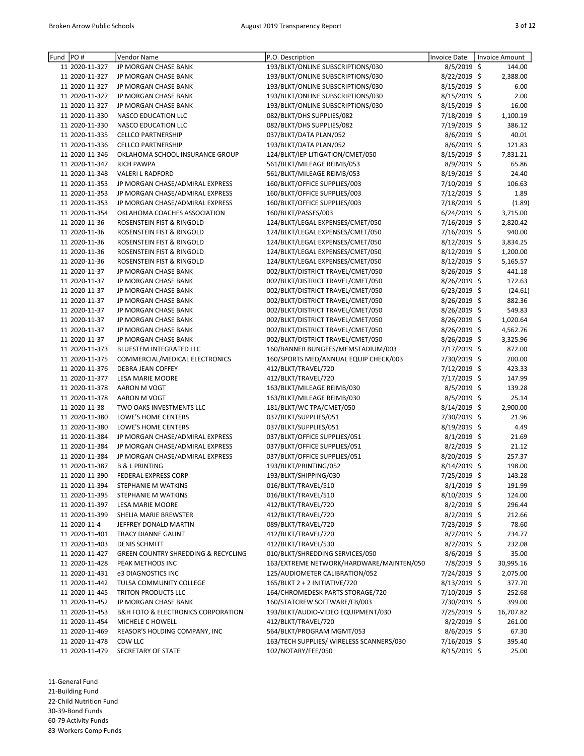| Fund | PO # | Vendor Name | P.O. Description | Invoice Date | Invoice Amount |
|---|---|---|---|---|---|
| 11 | 2020-11-327 | JP MORGAN CHASE BANK | 193/BLKT/ONLINE SUBSCRIPTIONS/030 | 8/5/2019 | $ 144.00 |
| 11 | 2020-11-327 | JP MORGAN CHASE BANK | 193/BLKT/ONLINE SUBSCRIPTIONS/030 | 8/22/2019 | $ 2,388.00 |
| 11 | 2020-11-327 | JP MORGAN CHASE BANK | 193/BLKT/ONLINE SUBSCRIPTIONS/030 | 8/15/2019 | $ 6.00 |
| 11 | 2020-11-327 | JP MORGAN CHASE BANK | 193/BLKT/ONLINE SUBSCRIPTIONS/030 | 8/15/2019 | $ 2.00 |
| 11 | 2020-11-327 | JP MORGAN CHASE BANK | 193/BLKT/ONLINE SUBSCRIPTIONS/030 | 8/15/2019 | $ 16.00 |
| 11 | 2020-11-330 | NASCO EDUCATION LLC | 082/BLKT/DHS SUPPLIES/082 | 7/18/2019 | $ 1,100.19 |
| 11 | 2020-11-330 | NASCO EDUCATION LLC | 082/BLKT/DHS SUPPLIES/082 | 7/19/2019 | $ 386.12 |
| 11 | 2020-11-335 | CELLCO PARTNERSHIP | 037/BLKT/DATA PLAN/052 | 8/6/2019 | $ 40.01 |
| 11 | 2020-11-336 | CELLCO PARTNERSHIP | 193/BLKT/DATA PLAN/052 | 8/6/2019 | $ 121.83 |
| 11 | 2020-11-346 | OKLAHOMA SCHOOL INSURANCE GROUP | 124/BLKT/IEP LITIGATION/CMET/050 | 8/15/2019 | $ 7,831.21 |
| 11 | 2020-11-347 | RICH PAWPA | 561/BLKT/MILEAGE REIMB/053 | 8/9/2019 | $ 65.86 |
| 11 | 2020-11-348 | VALERI L RADFORD | 561/BLKT/MILEAGE REIMB/053 | 8/19/2019 | $ 24.40 |
| 11 | 2020-11-353 | JP MORGAN CHASE/ADMIRAL EXPRESS | 160/BLKT/OFFICE SUPPLIES/003 | 7/10/2019 | $ 106.63 |
| 11 | 2020-11-353 | JP MORGAN CHASE/ADMIRAL EXPRESS | 160/BLKT/OFFICE SUPPLIES/003 | 7/12/2019 | $ 1.89 |
| 11 | 2020-11-353 | JP MORGAN CHASE/ADMIRAL EXPRESS | 160/BLKT/OFFICE SUPPLIES/003 | 7/18/2019 | $ (1.89) |
| 11 | 2020-11-354 | OKLAHOMA COACHES ASSOCIATION | 160/BLKT/PASSES/003 | 6/24/2019 | $ 3,715.00 |
| 11 | 2020-11-36 | ROSENSTEIN FIST & RINGOLD | 124/BLKT/LEGAL EXPENSES/CMET/050 | 7/16/2019 | $ 2,820.42 |
| 11 | 2020-11-36 | ROSENSTEIN FIST & RINGOLD | 124/BLKT/LEGAL EXPENSES/CMET/050 | 7/16/2019 | $ 940.00 |
| 11 | 2020-11-36 | ROSENSTEIN FIST & RINGOLD | 124/BLKT/LEGAL EXPENSES/CMET/050 | 8/12/2019 | $ 3,834.25 |
| 11 | 2020-11-36 | ROSENSTEIN FIST & RINGOLD | 124/BLKT/LEGAL EXPENSES/CMET/050 | 8/12/2019 | $ 1,200.00 |
| 11 | 2020-11-36 | ROSENSTEIN FIST & RINGOLD | 124/BLKT/LEGAL EXPENSES/CMET/050 | 8/12/2019 | $ 5,165.57 |
| 11 | 2020-11-37 | JP MORGAN CHASE BANK | 002/BLKT/DISTRICT TRAVEL/CMET/050 | 8/26/2019 | $ 441.18 |
| 11 | 2020-11-37 | JP MORGAN CHASE BANK | 002/BLKT/DISTRICT TRAVEL/CMET/050 | 8/26/2019 | $ 172.63 |
| 11 | 2020-11-37 | JP MORGAN CHASE BANK | 002/BLKT/DISTRICT TRAVEL/CMET/050 | 6/23/2019 | $ (24.61) |
| 11 | 2020-11-37 | JP MORGAN CHASE BANK | 002/BLKT/DISTRICT TRAVEL/CMET/050 | 8/26/2019 | $ 882.36 |
| 11 | 2020-11-37 | JP MORGAN CHASE BANK | 002/BLKT/DISTRICT TRAVEL/CMET/050 | 8/26/2019 | $ 549.83 |
| 11 | 2020-11-37 | JP MORGAN CHASE BANK | 002/BLKT/DISTRICT TRAVEL/CMET/050 | 8/26/2019 | $ 1,020.64 |
| 11 | 2020-11-37 | JP MORGAN CHASE BANK | 002/BLKT/DISTRICT TRAVEL/CMET/050 | 8/26/2019 | $ 4,562.76 |
| 11 | 2020-11-37 | JP MORGAN CHASE BANK | 002/BLKT/DISTRICT TRAVEL/CMET/050 | 8/26/2019 | $ 3,325.96 |
| 11 | 2020-11-373 | BLUESTEM INTEGRATED LLC | 160/BANNER BUNGEES/MEMSTADIUM/003 | 7/17/2019 | $ 872.00 |
| 11 | 2020-11-375 | COMMERCIAL/MEDICAL ELECTRONICS | 160/SPORTS MED/ANNUAL EQUIP CHECK/003 | 7/30/2019 | $ 200.00 |
| 11 | 2020-11-376 | DEBRA JEAN COFFEY | 412/BLKT/TRAVEL/720 | 7/12/2019 | $ 423.33 |
| 11 | 2020-11-377 | LESA MARIE MOORE | 412/BLKT/TRAVEL/720 | 7/17/2019 | $ 147.99 |
| 11 | 2020-11-378 | AARON M VOGT | 163/BLKT/MILEAGE REIMB/030 | 8/5/2019 | $ 139.28 |
| 11 | 2020-11-378 | AARON M VOGT | 163/BLKT/MILEAGE REIMB/030 | 8/5/2019 | $ 25.14 |
| 11 | 2020-11-38 | TWO OAKS INVESTMENTS LLC | 181/BLKT/WC TPA/CMET/050 | 8/14/2019 | $ 2,900.00 |
| 11 | 2020-11-380 | LOWE'S HOME CENTERS | 037/BLKT/SUPPLIES/051 | 7/30/2019 | $ 21.96 |
| 11 | 2020-11-380 | LOWE'S HOME CENTERS | 037/BLKT/SUPPLIES/051 | 8/19/2019 | $ 4.49 |
| 11 | 2020-11-384 | JP MORGAN CHASE/ADMIRAL EXPRESS | 037/BLKT/OFFICE SUPPLIES/051 | 8/1/2019 | $ 21.69 |
| 11 | 2020-11-384 | JP MORGAN CHASE/ADMIRAL EXPRESS | 037/BLKT/OFFICE SUPPLIES/051 | 8/2/2019 | $ 21.12 |
| 11 | 2020-11-384 | JP MORGAN CHASE/ADMIRAL EXPRESS | 037/BLKT/OFFICE SUPPLIES/051 | 8/20/2019 | $ 257.37 |
| 11 | 2020-11-387 | B & L PRINTING | 193/BLKT/PRINTING/052 | 8/14/2019 | $ 198.00 |
| 11 | 2020-11-390 | FEDERAL EXPRESS CORP | 193/BLKT/SHIPPING/030 | 7/25/2019 | $ 143.28 |
| 11 | 2020-11-394 | STEPHANIE M WATKINS | 016/BLKT/TRAVEL/510 | 8/1/2019 | $ 191.99 |
| 11 | 2020-11-395 | STEPHANIE M WATKINS | 016/BLKT/TRAVEL/510 | 8/10/2019 | $ 124.00 |
| 11 | 2020-11-397 | LESA MARIE MOORE | 412/BLKT/TRAVEL/720 | 8/2/2019 | $ 296.44 |
| 11 | 2020-11-399 | SHELIA MARIE BREWSTER | 412/BLKT/TRAVEL/720 | 8/2/2019 | $ 212.66 |
| 11 | 2020-11-4 | JEFFREY DONALD MARTIN | 089/BLKT/TRAVEL/720 | 7/23/2019 | $ 78.60 |
| 11 | 2020-11-401 | TRACY DIANNE GAUNT | 412/BLKT/TRAVEL/720 | 8/2/2019 | $ 234.77 |
| 11 | 2020-11-403 | DENIS SCHMITT | 412/BLKT/TRAVEL/530 | 8/2/2019 | $ 232.08 |
| 11 | 2020-11-427 | GREEN COUNTRY SHREDDING & RECYCLING | 010/BLKT/SHREDDING SERVICES/050 | 8/6/2019 | $ 35.00 |
| 11 | 2020-11-428 | PEAK METHODS INC | 163/EXTREME NETWORK/HARDWARE/MAINTEN/050 | 7/8/2019 | $ 30,995.16 |
| 11 | 2020-11-431 | e3 DIAGNOSTICS INC | 125/AUDIOMETER CALIBRATION/052 | 7/24/2019 | $ 2,075.00 |
| 11 | 2020-11-442 | TULSA COMMUNITY COLLEGE | 165/BLKT 2 + 2 INITIATIVE/720 | 8/13/2019 | $ 377.70 |
| 11 | 2020-11-445 | TRITON PRODUCTS LLC | 164/CHROMEDESK PARTS STORAGE/720 | 7/10/2019 | $ 252.68 |
| 11 | 2020-11-452 | JP MORGAN CHASE BANK | 160/STATCREW SOFTWARE/FB/003 | 7/30/2019 | $ 399.00 |
| 11 | 2020-11-453 | B&H FOTO & ELECTRONICS CORPORATION | 193/BLKT/AUDIO-VIDEO EQUIPMENT/030 | 7/25/2019 | $ 16,707.82 |
| 11 | 2020-11-454 | MICHELE C HOWELL | 412/BLKT/TRAVEL/720 | 8/2/2019 | $ 261.00 |
| 11 | 2020-11-469 | REASOR'S HOLDING COMPANY, INC | 564/BLKT/PROGRAM MGMT/053 | 8/6/2019 | $ 67.30 |
| 11 | 2020-11-478 | CDW LLC | 163/TECH SUPPLIES/ WIRELESS SCANNERS/030 | 7/16/2019 | $ 395.40 |
| 11 | 2020-11-479 | SECRETARY OF STATE | 102/NOTARY/FEE/050 | 8/15/2019 | $ 25.00 |

11-General Fund
21-Building Fund
22-Child Nutrition Fund
30-39-Bond Funds
60-79 Activity Funds
83-Workers Comp Funds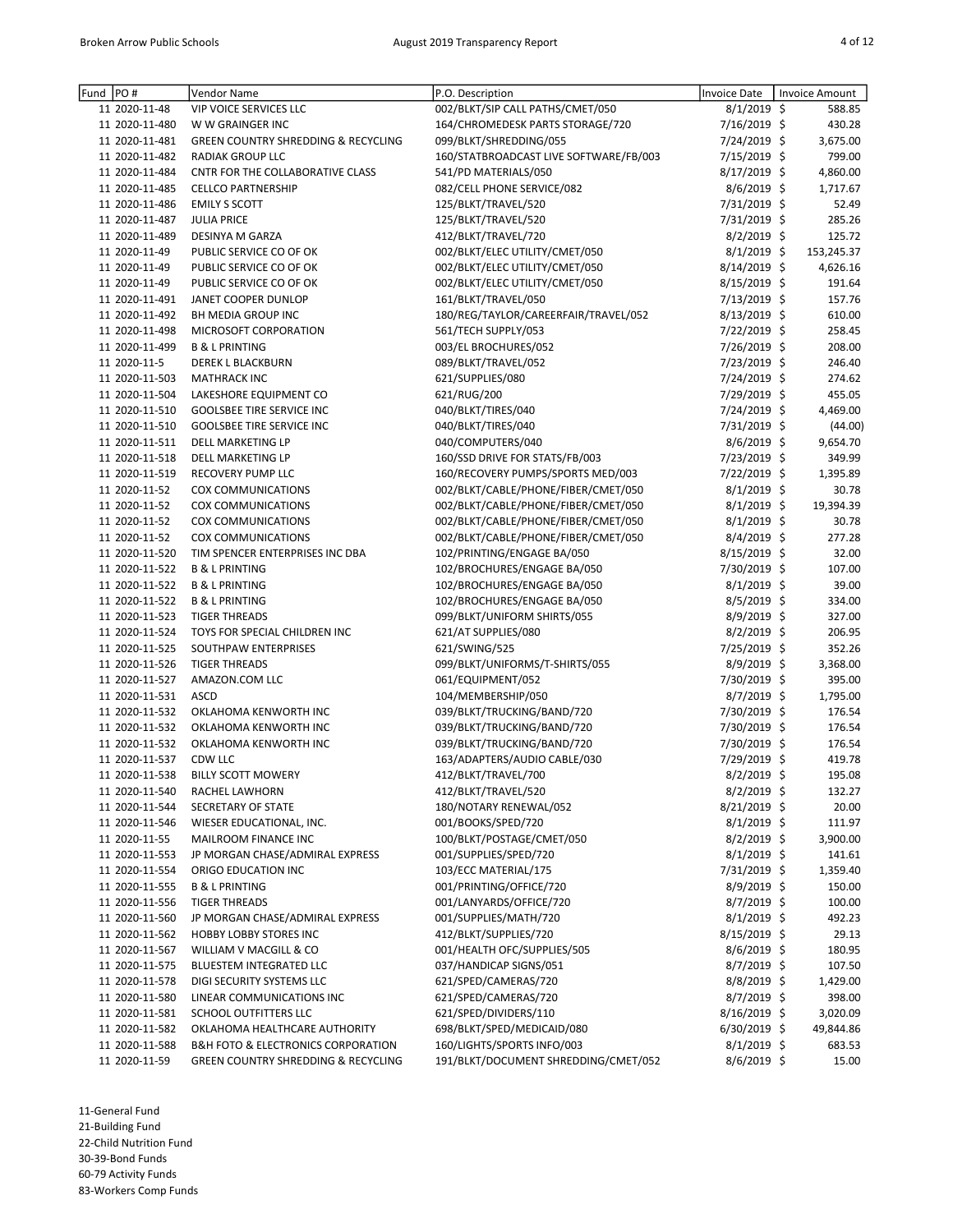| Fund | PO # | Vendor Name | P.O. Description | Invoice Date | Invoice Amount |
|---|---|---|---|---|---|
| 11 | 2020-11-48 | VIP VOICE SERVICES LLC | 002/BLKT/SIP CALL PATHS/CMET/050 | 8/1/2019 | $ 588.85 |
| 11 | 2020-11-480 | W W GRAINGER INC | 164/CHROMEDESK PARTS STORAGE/720 | 7/16/2019 | $ 430.28 |
| 11 | 2020-11-481 | GREEN COUNTRY SHREDDING & RECYCLING | 099/BLKT/SHREDDING/055 | 7/24/2019 | $ 3,675.00 |
| 11 | 2020-11-482 | RADIAK GROUP LLC | 160/STATBROADCAST LIVE SOFTWARE/FB/003 | 7/15/2019 | $ 799.00 |
| 11 | 2020-11-484 | CNTR FOR THE COLLABORATIVE CLASS | 541/PD MATERIALS/050 | 8/17/2019 | $ 4,860.00 |
| 11 | 2020-11-485 | CELLCO PARTNERSHIP | 082/CELL PHONE SERVICE/082 | 8/6/2019 | $ 1,717.67 |
| 11 | 2020-11-486 | EMILY S SCOTT | 125/BLKT/TRAVEL/520 | 7/31/2019 | $ 52.49 |
| 11 | 2020-11-487 | JULIA PRICE | 125/BLKT/TRAVEL/520 | 7/31/2019 | $ 285.26 |
| 11 | 2020-11-489 | DESINYA M GARZA | 412/BLKT/TRAVEL/720 | 8/2/2019 | $ 125.72 |
| 11 | 2020-11-49 | PUBLIC SERVICE CO OF OK | 002/BLKT/ELEC UTILITY/CMET/050 | 8/1/2019 | $ 153,245.37 |
| 11 | 2020-11-49 | PUBLIC SERVICE CO OF OK | 002/BLKT/ELEC UTILITY/CMET/050 | 8/14/2019 | $ 4,626.16 |
| 11 | 2020-11-49 | PUBLIC SERVICE CO OF OK | 002/BLKT/ELEC UTILITY/CMET/050 | 8/15/2019 | $ 191.64 |
| 11 | 2020-11-491 | JANET COOPER DUNLOP | 161/BLKT/TRAVEL/050 | 7/13/2019 | $ 157.76 |
| 11 | 2020-11-492 | BH MEDIA GROUP INC | 180/REG/TAYLOR/CAREERFAIR/TRAVEL/052 | 8/13/2019 | $ 610.00 |
| 11 | 2020-11-498 | MICROSOFT CORPORATION | 561/TECH SUPPLY/053 | 7/22/2019 | $ 258.45 |
| 11 | 2020-11-499 | B & L PRINTING | 003/EL BROCHURES/052 | 7/26/2019 | $ 208.00 |
| 11 | 2020-11-5 | DEREK L BLACKBURN | 089/BLKT/TRAVEL/052 | 7/23/2019 | $ 246.40 |
| 11 | 2020-11-503 | MATHRACK INC | 621/SUPPLIES/080 | 7/24/2019 | $ 274.62 |
| 11 | 2020-11-504 | LAKESHORE EQUIPMENT CO | 621/RUG/200 | 7/29/2019 | $ 455.05 |
| 11 | 2020-11-510 | GOOLSBEE TIRE SERVICE INC | 040/BLKT/TIRES/040 | 7/24/2019 | $ 4,469.00 |
| 11 | 2020-11-510 | GOOLSBEE TIRE SERVICE INC | 040/BLKT/TIRES/040 | 7/31/2019 | $ (44.00) |
| 11 | 2020-11-511 | DELL MARKETING LP | 040/COMPUTERS/040 | 8/6/2019 | $ 9,654.70 |
| 11 | 2020-11-518 | DELL MARKETING LP | 160/SSD DRIVE FOR STATS/FB/003 | 7/23/2019 | $ 349.99 |
| 11 | 2020-11-519 | RECOVERY PUMP LLC | 160/RECOVERY PUMPS/SPORTS MED/003 | 7/22/2019 | $ 1,395.89 |
| 11 | 2020-11-52 | COX COMMUNICATIONS | 002/BLKT/CABLE/PHONE/FIBER/CMET/050 | 8/1/2019 | $ 30.78 |
| 11 | 2020-11-52 | COX COMMUNICATIONS | 002/BLKT/CABLE/PHONE/FIBER/CMET/050 | 8/1/2019 | $ 19,394.39 |
| 11 | 2020-11-52 | COX COMMUNICATIONS | 002/BLKT/CABLE/PHONE/FIBER/CMET/050 | 8/1/2019 | $ 30.78 |
| 11 | 2020-11-52 | COX COMMUNICATIONS | 002/BLKT/CABLE/PHONE/FIBER/CMET/050 | 8/4/2019 | $ 277.28 |
| 11 | 2020-11-520 | TIM SPENCER ENTERPRISES INC DBA | 102/PRINTING/ENGAGE BA/050 | 8/15/2019 | $ 32.00 |
| 11 | 2020-11-522 | B & L PRINTING | 102/BROCHURES/ENGAGE BA/050 | 7/30/2019 | $ 107.00 |
| 11 | 2020-11-522 | B & L PRINTING | 102/BROCHURES/ENGAGE BA/050 | 8/1/2019 | $ 39.00 |
| 11 | 2020-11-522 | B & L PRINTING | 102/BROCHURES/ENGAGE BA/050 | 8/5/2019 | $ 334.00 |
| 11 | 2020-11-523 | TIGER THREADS | 099/BLKT/UNIFORM SHIRTS/055 | 8/9/2019 | $ 327.00 |
| 11 | 2020-11-524 | TOYS FOR SPECIAL CHILDREN INC | 621/AT SUPPLIES/080 | 8/2/2019 | $ 206.95 |
| 11 | 2020-11-525 | SOUTHPAW ENTERPRISES | 621/SWING/525 | 7/25/2019 | $ 352.26 |
| 11 | 2020-11-526 | TIGER THREADS | 099/BLKT/UNIFORMS/T-SHIRTS/055 | 8/9/2019 | $ 3,368.00 |
| 11 | 2020-11-527 | AMAZON.COM LLC | 061/EQUIPMENT/052 | 7/30/2019 | $ 395.00 |
| 11 | 2020-11-531 | ASCD | 104/MEMBERSHIP/050 | 8/7/2019 | $ 1,795.00 |
| 11 | 2020-11-532 | OKLAHOMA KENWORTH INC | 039/BLKT/TRUCKING/BAND/720 | 7/30/2019 | $ 176.54 |
| 11 | 2020-11-532 | OKLAHOMA KENWORTH INC | 039/BLKT/TRUCKING/BAND/720 | 7/30/2019 | $ 176.54 |
| 11 | 2020-11-532 | OKLAHOMA KENWORTH INC | 039/BLKT/TRUCKING/BAND/720 | 7/30/2019 | $ 176.54 |
| 11 | 2020-11-537 | CDW LLC | 163/ADAPTERS/AUDIO CABLE/030 | 7/29/2019 | $ 419.78 |
| 11 | 2020-11-538 | BILLY SCOTT MOWERY | 412/BLKT/TRAVEL/700 | 8/2/2019 | $ 195.08 |
| 11 | 2020-11-540 | RACHEL LAWHORN | 412/BLKT/TRAVEL/520 | 8/2/2019 | $ 132.27 |
| 11 | 2020-11-544 | SECRETARY OF STATE | 180/NOTARY RENEWAL/052 | 8/21/2019 | $ 20.00 |
| 11 | 2020-11-546 | WIESER EDUCATIONAL, INC. | 001/BOOKS/SPED/720 | 8/1/2019 | $ 111.97 |
| 11 | 2020-11-55 | MAILROOM FINANCE INC | 100/BLKT/POSTAGE/CMET/050 | 8/2/2019 | $ 3,900.00 |
| 11 | 2020-11-553 | JP MORGAN CHASE/ADMIRAL EXPRESS | 001/SUPPLIES/SPED/720 | 8/1/2019 | $ 141.61 |
| 11 | 2020-11-554 | ORIGO EDUCATION INC | 103/ECC MATERIAL/175 | 7/31/2019 | $ 1,359.40 |
| 11 | 2020-11-555 | B & L PRINTING | 001/PRINTING/OFFICE/720 | 8/9/2019 | $ 150.00 |
| 11 | 2020-11-556 | TIGER THREADS | 001/LANYARDS/OFFICE/720 | 8/7/2019 | $ 100.00 |
| 11 | 2020-11-560 | JP MORGAN CHASE/ADMIRAL EXPRESS | 001/SUPPLIES/MATH/720 | 8/1/2019 | $ 492.23 |
| 11 | 2020-11-562 | HOBBY LOBBY STORES INC | 412/BLKT/SUPPLIES/720 | 8/15/2019 | $ 29.13 |
| 11 | 2020-11-567 | WILLIAM V MACGILL & CO | 001/HEALTH OFC/SUPPLIES/505 | 8/6/2019 | $ 180.95 |
| 11 | 2020-11-575 | BLUESTEM INTEGRATED LLC | 037/HANDICAP SIGNS/051 | 8/7/2019 | $ 107.50 |
| 11 | 2020-11-578 | DIGI SECURITY SYSTEMS LLC | 621/SPED/CAMERAS/720 | 8/8/2019 | $ 1,429.00 |
| 11 | 2020-11-580 | LINEAR COMMUNICATIONS INC | 621/SPED/CAMERAS/720 | 8/7/2019 | $ 398.00 |
| 11 | 2020-11-581 | SCHOOL OUTFITTERS LLC | 621/SPED/DIVIDERS/110 | 8/16/2019 | $ 3,020.09 |
| 11 | 2020-11-582 | OKLAHOMA HEALTHCARE AUTHORITY | 698/BLKT/SPED/MEDICAID/080 | 6/30/2019 | $ 49,844.86 |
| 11 | 2020-11-588 | B&H FOTO & ELECTRONICS CORPORATION | 160/LIGHTS/SPORTS INFO/003 | 8/1/2019 | $ 683.53 |
| 11 | 2020-11-59 | GREEN COUNTRY SHREDDING & RECYCLING | 191/BLKT/DOCUMENT SHREDDING/CMET/052 | 8/6/2019 | $ 15.00 |

11-General Fund
21-Building Fund
22-Child Nutrition Fund
30-39-Bond Funds
60-79 Activity Funds
83-Workers Comp Funds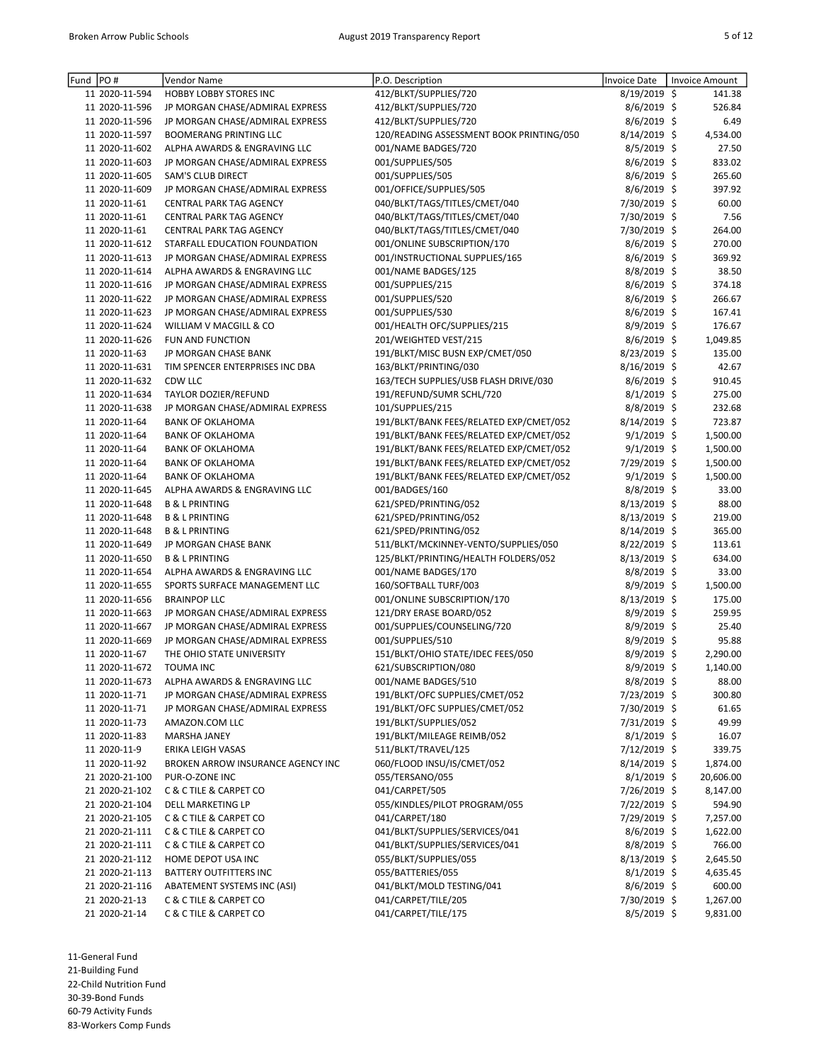| Fund | PO # | Vendor Name | P.O. Description | Invoice Date | Invoice Amount |
|---|---|---|---|---|---|
| 11 | 2020-11-594 | HOBBY LOBBY STORES INC | 412/BLKT/SUPPLIES/720 | 8/19/2019 | $ 141.38 |
| 11 | 2020-11-596 | JP MORGAN CHASE/ADMIRAL EXPRESS | 412/BLKT/SUPPLIES/720 | 8/6/2019 | $ 526.84 |
| 11 | 2020-11-596 | JP MORGAN CHASE/ADMIRAL EXPRESS | 412/BLKT/SUPPLIES/720 | 8/6/2019 | $ 6.49 |
| 11 | 2020-11-597 | BOOMERANG PRINTING LLC | 120/READING ASSESSMENT BOOK PRINTING/050 | 8/14/2019 | $ 4,534.00 |
| 11 | 2020-11-602 | ALPHA AWARDS & ENGRAVING LLC | 001/NAME BADGES/720 | 8/5/2019 | $ 27.50 |
| 11 | 2020-11-603 | JP MORGAN CHASE/ADMIRAL EXPRESS | 001/SUPPLIES/505 | 8/6/2019 | $ 833.02 |
| 11 | 2020-11-605 | SAM'S CLUB DIRECT | 001/SUPPLIES/505 | 8/6/2019 | $ 265.60 |
| 11 | 2020-11-609 | JP MORGAN CHASE/ADMIRAL EXPRESS | 001/OFFICE/SUPPLIES/505 | 8/6/2019 | $ 397.92 |
| 11 | 2020-11-61 | CENTRAL PARK TAG AGENCY | 040/BLKT/TAGS/TITLES/CMET/040 | 7/30/2019 | $ 60.00 |
| 11 | 2020-11-61 | CENTRAL PARK TAG AGENCY | 040/BLKT/TAGS/TITLES/CMET/040 | 7/30/2019 | $ 7.56 |
| 11 | 2020-11-61 | CENTRAL PARK TAG AGENCY | 040/BLKT/TAGS/TITLES/CMET/040 | 7/30/2019 | $ 264.00 |
| 11 | 2020-11-612 | STARFALL EDUCATION FOUNDATION | 001/ONLINE SUBSCRIPTION/170 | 8/6/2019 | $ 270.00 |
| 11 | 2020-11-613 | JP MORGAN CHASE/ADMIRAL EXPRESS | 001/INSTRUCTIONAL SUPPLIES/165 | 8/6/2019 | $ 369.92 |
| 11 | 2020-11-614 | ALPHA AWARDS & ENGRAVING LLC | 001/NAME BADGES/125 | 8/8/2019 | $ 38.50 |
| 11 | 2020-11-616 | JP MORGAN CHASE/ADMIRAL EXPRESS | 001/SUPPLIES/215 | 8/6/2019 | $ 374.18 |
| 11 | 2020-11-622 | JP MORGAN CHASE/ADMIRAL EXPRESS | 001/SUPPLIES/520 | 8/6/2019 | $ 266.67 |
| 11 | 2020-11-623 | JP MORGAN CHASE/ADMIRAL EXPRESS | 001/SUPPLIES/530 | 8/6/2019 | $ 167.41 |
| 11 | 2020-11-624 | WILLIAM V MACGILL & CO | 001/HEALTH OFC/SUPPLIES/215 | 8/9/2019 | $ 176.67 |
| 11 | 2020-11-626 | FUN AND FUNCTION | 201/WEIGHTED VEST/215 | 8/6/2019 | $ 1,049.85 |
| 11 | 2020-11-63 | JP MORGAN CHASE BANK | 191/BLKT/MISC BUSN EXP/CMET/050 | 8/23/2019 | $ 135.00 |
| 11 | 2020-11-631 | TIM SPENCER ENTERPRISES INC DBA | 163/BLKT/PRINTING/030 | 8/16/2019 | $ 42.67 |
| 11 | 2020-11-632 | CDW LLC | 163/TECH SUPPLIES/USB FLASH DRIVE/030 | 8/6/2019 | $ 910.45 |
| 11 | 2020-11-634 | TAYLOR DOZIER/REFUND | 191/REFUND/SUMR SCHL/720 | 8/1/2019 | $ 275.00 |
| 11 | 2020-11-638 | JP MORGAN CHASE/ADMIRAL EXPRESS | 101/SUPPLIES/215 | 8/8/2019 | $ 232.68 |
| 11 | 2020-11-64 | BANK OF OKLAHOMA | 191/BLKT/BANK FEES/RELATED EXP/CMET/052 | 8/14/2019 | $ 723.87 |
| 11 | 2020-11-64 | BANK OF OKLAHOMA | 191/BLKT/BANK FEES/RELATED EXP/CMET/052 | 9/1/2019 | $ 1,500.00 |
| 11 | 2020-11-64 | BANK OF OKLAHOMA | 191/BLKT/BANK FEES/RELATED EXP/CMET/052 | 9/1/2019 | $ 1,500.00 |
| 11 | 2020-11-64 | BANK OF OKLAHOMA | 191/BLKT/BANK FEES/RELATED EXP/CMET/052 | 7/29/2019 | $ 1,500.00 |
| 11 | 2020-11-64 | BANK OF OKLAHOMA | 191/BLKT/BANK FEES/RELATED EXP/CMET/052 | 9/1/2019 | $ 1,500.00 |
| 11 | 2020-11-645 | ALPHA AWARDS & ENGRAVING LLC | 001/BADGES/160 | 8/8/2019 | $ 33.00 |
| 11 | 2020-11-648 | B & L PRINTING | 621/SPED/PRINTING/052 | 8/13/2019 | $ 88.00 |
| 11 | 2020-11-648 | B & L PRINTING | 621/SPED/PRINTING/052 | 8/13/2019 | $ 219.00 |
| 11 | 2020-11-648 | B & L PRINTING | 621/SPED/PRINTING/052 | 8/14/2019 | $ 365.00 |
| 11 | 2020-11-649 | JP MORGAN CHASE BANK | 511/BLKT/MCKINNEY-VENTO/SUPPLIES/050 | 8/22/2019 | $ 113.61 |
| 11 | 2020-11-650 | B & L PRINTING | 125/BLKT/PRINTING/HEALTH FOLDERS/052 | 8/13/2019 | $ 634.00 |
| 11 | 2020-11-654 | ALPHA AWARDS & ENGRAVING LLC | 001/NAME BADGES/170 | 8/8/2019 | $ 33.00 |
| 11 | 2020-11-655 | SPORTS SURFACE MANAGEMENT LLC | 160/SOFTBALL TURF/003 | 8/9/2019 | $ 1,500.00 |
| 11 | 2020-11-656 | BRAINPOP LLC | 001/ONLINE SUBSCRIPTION/170 | 8/13/2019 | $ 175.00 |
| 11 | 2020-11-663 | JP MORGAN CHASE/ADMIRAL EXPRESS | 121/DRY ERASE BOARD/052 | 8/9/2019 | $ 259.95 |
| 11 | 2020-11-667 | JP MORGAN CHASE/ADMIRAL EXPRESS | 001/SUPPLIES/COUNSELING/720 | 8/9/2019 | $ 25.40 |
| 11 | 2020-11-669 | JP MORGAN CHASE/ADMIRAL EXPRESS | 001/SUPPLIES/510 | 8/9/2019 | $ 95.88 |
| 11 | 2020-11-67 | THE OHIO STATE UNIVERSITY | 151/BLKT/OHIO STATE/IDEC FEES/050 | 8/9/2019 | $ 2,290.00 |
| 11 | 2020-11-672 | TOUMA INC | 621/SUBSCRIPTION/080 | 8/9/2019 | $ 1,140.00 |
| 11 | 2020-11-673 | ALPHA AWARDS & ENGRAVING LLC | 001/NAME BADGES/510 | 8/8/2019 | $ 88.00 |
| 11 | 2020-11-71 | JP MORGAN CHASE/ADMIRAL EXPRESS | 191/BLKT/OFC SUPPLIES/CMET/052 | 7/23/2019 | $ 300.80 |
| 11 | 2020-11-71 | JP MORGAN CHASE/ADMIRAL EXPRESS | 191/BLKT/OFC SUPPLIES/CMET/052 | 7/30/2019 | $ 61.65 |
| 11 | 2020-11-73 | AMAZON.COM LLC | 191/BLKT/SUPPLIES/052 | 7/31/2019 | $ 49.99 |
| 11 | 2020-11-83 | MARSHA JANEY | 191/BLKT/MILEAGE REIMB/052 | 8/1/2019 | $ 16.07 |
| 11 | 2020-11-9 | ERIKA LEIGH VASAS | 511/BLKT/TRAVEL/125 | 7/12/2019 | $ 339.75 |
| 11 | 2020-11-92 | BROKEN ARROW INSURANCE AGENCY INC | 060/FLOOD INSU/IS/CMET/052 | 8/14/2019 | $ 1,874.00 |
| 21 | 2020-21-100 | PUR-O-ZONE INC | 055/TERSANO/055 | 8/1/2019 | $ 20,606.00 |
| 21 | 2020-21-102 | C & C TILE & CARPET CO | 041/CARPET/505 | 7/26/2019 | $ 8,147.00 |
| 21 | 2020-21-104 | DELL MARKETING LP | 055/KINDLES/PILOT PROGRAM/055 | 7/22/2019 | $ 594.90 |
| 21 | 2020-21-105 | C & C TILE & CARPET CO | 041/CARPET/180 | 7/29/2019 | $ 7,257.00 |
| 21 | 2020-21-111 | C & C TILE & CARPET CO | 041/BLKT/SUPPLIES/SERVICES/041 | 8/6/2019 | $ 1,622.00 |
| 21 | 2020-21-111 | C & C TILE & CARPET CO | 041/BLKT/SUPPLIES/SERVICES/041 | 8/8/2019 | $ 766.00 |
| 21 | 2020-21-112 | HOME DEPOT USA INC | 055/BLKT/SUPPLIES/055 | 8/13/2019 | $ 2,645.50 |
| 21 | 2020-21-113 | BATTERY OUTFITTERS INC | 055/BATTERIES/055 | 8/1/2019 | $ 4,635.45 |
| 21 | 2020-21-116 | ABATEMENT SYSTEMS INC (ASI) | 041/BLKT/MOLD TESTING/041 | 8/6/2019 | $ 600.00 |
| 21 | 2020-21-13 | C & C TILE & CARPET CO | 041/CARPET/TILE/205 | 7/30/2019 | $ 1,267.00 |
| 21 | 2020-21-14 | C & C TILE & CARPET CO | 041/CARPET/TILE/175 | 8/5/2019 | $ 9,831.00 |

11-General Fund
21-Building Fund
22-Child Nutrition Fund
30-39-Bond Funds
60-79 Activity Funds
83-Workers Comp Funds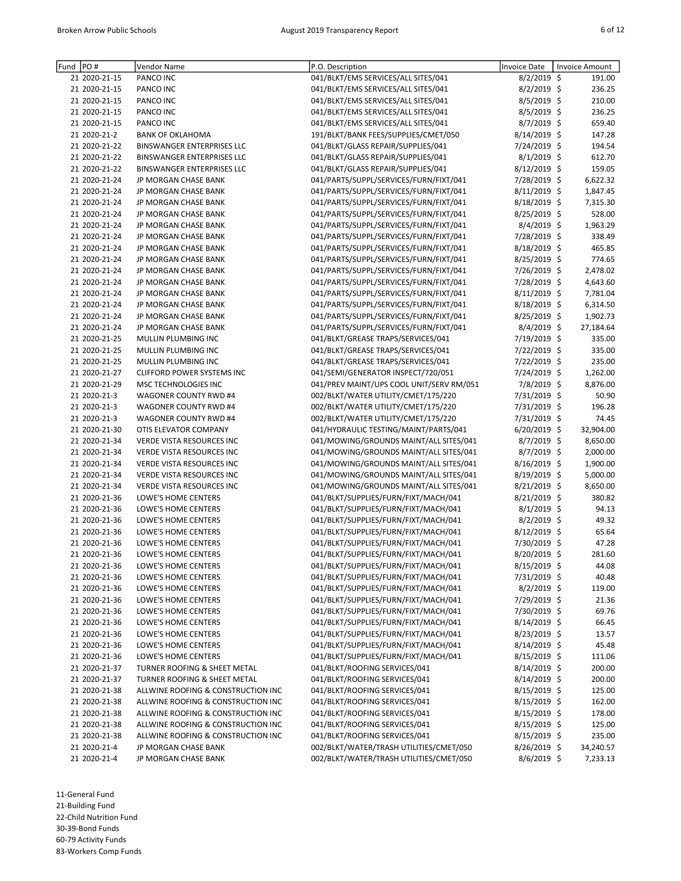| Fund | PO # | Vendor Name | P.O. Description | Invoice Date | Invoice Amount |
|---|---|---|---|---|---|
| 21 | 2020-21-15 | PANCO INC | 041/BLKT/EMS SERVICES/ALL SITES/041 | 8/2/2019 | $ 191.00 |
| 21 | 2020-21-15 | PANCO INC | 041/BLKT/EMS SERVICES/ALL SITES/041 | 8/2/2019 | $ 236.25 |
| 21 | 2020-21-15 | PANCO INC | 041/BLKT/EMS SERVICES/ALL SITES/041 | 8/5/2019 | $ 210.00 |
| 21 | 2020-21-15 | PANCO INC | 041/BLKT/EMS SERVICES/ALL SITES/041 | 8/5/2019 | $ 236.25 |
| 21 | 2020-21-15 | PANCO INC | 041/BLKT/EMS SERVICES/ALL SITES/041 | 8/7/2019 | $ 659.40 |
| 21 | 2020-21-2 | BANK OF OKLAHOMA | 191/BLKT/BANK FEES/SUPPLIES/CMET/050 | 8/14/2019 | $ 147.28 |
| 21 | 2020-21-22 | BINSWANGER ENTERPRISES LLC | 041/BLKT/GLASS REPAIR/SUPPLIES/041 | 7/24/2019 | $ 194.54 |
| 21 | 2020-21-22 | BINSWANGER ENTERPRISES LLC | 041/BLKT/GLASS REPAIR/SUPPLIES/041 | 8/1/2019 | $ 612.70 |
| 21 | 2020-21-22 | BINSWANGER ENTERPRISES LLC | 041/BLKT/GLASS REPAIR/SUPPLIES/041 | 8/12/2019 | $ 159.05 |
| 21 | 2020-21-24 | JP MORGAN CHASE BANK | 041/PARTS/SUPPL/SERVICES/FURN/FIXT/041 | 7/28/2019 | $ 6,622.32 |
| 21 | 2020-21-24 | JP MORGAN CHASE BANK | 041/PARTS/SUPPL/SERVICES/FURN/FIXT/041 | 8/11/2019 | $ 1,847.45 |
| 21 | 2020-21-24 | JP MORGAN CHASE BANK | 041/PARTS/SUPPL/SERVICES/FURN/FIXT/041 | 8/18/2019 | $ 7,315.30 |
| 21 | 2020-21-24 | JP MORGAN CHASE BANK | 041/PARTS/SUPPL/SERVICES/FURN/FIXT/041 | 8/25/2019 | $ 528.00 |
| 21 | 2020-21-24 | JP MORGAN CHASE BANK | 041/PARTS/SUPPL/SERVICES/FURN/FIXT/041 | 8/4/2019 | $ 1,963.29 |
| 21 | 2020-21-24 | JP MORGAN CHASE BANK | 041/PARTS/SUPPL/SERVICES/FURN/FIXT/041 | 7/28/2019 | $ 338.49 |
| 21 | 2020-21-24 | JP MORGAN CHASE BANK | 041/PARTS/SUPPL/SERVICES/FURN/FIXT/041 | 8/18/2019 | $ 465.85 |
| 21 | 2020-21-24 | JP MORGAN CHASE BANK | 041/PARTS/SUPPL/SERVICES/FURN/FIXT/041 | 8/25/2019 | $ 774.65 |
| 21 | 2020-21-24 | JP MORGAN CHASE BANK | 041/PARTS/SUPPL/SERVICES/FURN/FIXT/041 | 7/26/2019 | $ 2,478.02 |
| 21 | 2020-21-24 | JP MORGAN CHASE BANK | 041/PARTS/SUPPL/SERVICES/FURN/FIXT/041 | 7/28/2019 | $ 4,643.60 |
| 21 | 2020-21-24 | JP MORGAN CHASE BANK | 041/PARTS/SUPPL/SERVICES/FURN/FIXT/041 | 8/11/2019 | $ 7,781.04 |
| 21 | 2020-21-24 | JP MORGAN CHASE BANK | 041/PARTS/SUPPL/SERVICES/FURN/FIXT/041 | 8/18/2019 | $ 6,314.50 |
| 21 | 2020-21-24 | JP MORGAN CHASE BANK | 041/PARTS/SUPPL/SERVICES/FURN/FIXT/041 | 8/25/2019 | $ 1,902.73 |
| 21 | 2020-21-24 | JP MORGAN CHASE BANK | 041/PARTS/SUPPL/SERVICES/FURN/FIXT/041 | 8/4/2019 | $ 27,184.64 |
| 21 | 2020-21-25 | MULLIN PLUMBING INC | 041/BLKT/GREASE TRAPS/SERVICES/041 | 7/19/2019 | $ 335.00 |
| 21 | 2020-21-25 | MULLIN PLUMBING INC | 041/BLKT/GREASE TRAPS/SERVICES/041 | 7/22/2019 | $ 335.00 |
| 21 | 2020-21-25 | MULLIN PLUMBING INC | 041/BLKT/GREASE TRAPS/SERVICES/041 | 7/22/2019 | $ 235.00 |
| 21 | 2020-21-27 | CLIFFORD POWER SYSTEMS INC | 041/SEMI/GENERATOR INSPECT/720/051 | 7/24/2019 | $ 1,262.00 |
| 21 | 2020-21-29 | MSC TECHNOLOGIES INC | 041/PREV MAINT/UPS COOL UNIT/SERV RM/051 | 7/8/2019 | $ 8,876.00 |
| 21 | 2020-21-3 | WAGONER COUNTY RWD #4 | 002/BLKT/WATER UTILITY/CMET/175/220 | 7/31/2019 | $ 50.90 |
| 21 | 2020-21-3 | WAGONER COUNTY RWD #4 | 002/BLKT/WATER UTILITY/CMET/175/220 | 7/31/2019 | $ 196.28 |
| 21 | 2020-21-3 | WAGONER COUNTY RWD #4 | 002/BLKT/WATER UTILITY/CMET/175/220 | 7/31/2019 | $ 74.45 |
| 21 | 2020-21-30 | OTIS ELEVATOR COMPANY | 041/HYDRAULIC TESTING/MAINT/PARTS/041 | 6/20/2019 | $ 32,904.00 |
| 21 | 2020-21-34 | VERDE VISTA RESOURCES INC | 041/MOWING/GROUNDS MAINT/ALL SITES/041 | 8/7/2019 | $ 8,650.00 |
| 21 | 2020-21-34 | VERDE VISTA RESOURCES INC | 041/MOWING/GROUNDS MAINT/ALL SITES/041 | 8/7/2019 | $ 2,000.00 |
| 21 | 2020-21-34 | VERDE VISTA RESOURCES INC | 041/MOWING/GROUNDS MAINT/ALL SITES/041 | 8/16/2019 | $ 1,900.00 |
| 21 | 2020-21-34 | VERDE VISTA RESOURCES INC | 041/MOWING/GROUNDS MAINT/ALL SITES/041 | 8/19/2019 | $ 5,000.00 |
| 21 | 2020-21-34 | VERDE VISTA RESOURCES INC | 041/MOWING/GROUNDS MAINT/ALL SITES/041 | 8/21/2019 | $ 8,650.00 |
| 21 | 2020-21-36 | LOWE'S HOME CENTERS | 041/BLKT/SUPPLIES/FURN/FIXT/MACH/041 | 8/21/2019 | $ 380.82 |
| 21 | 2020-21-36 | LOWE'S HOME CENTERS | 041/BLKT/SUPPLIES/FURN/FIXT/MACH/041 | 8/1/2019 | $ 94.13 |
| 21 | 2020-21-36 | LOWE'S HOME CENTERS | 041/BLKT/SUPPLIES/FURN/FIXT/MACH/041 | 8/2/2019 | $ 49.32 |
| 21 | 2020-21-36 | LOWE'S HOME CENTERS | 041/BLKT/SUPPLIES/FURN/FIXT/MACH/041 | 8/12/2019 | $ 65.64 |
| 21 | 2020-21-36 | LOWE'S HOME CENTERS | 041/BLKT/SUPPLIES/FURN/FIXT/MACH/041 | 7/30/2019 | $ 47.28 |
| 21 | 2020-21-36 | LOWE'S HOME CENTERS | 041/BLKT/SUPPLIES/FURN/FIXT/MACH/041 | 8/20/2019 | $ 281.60 |
| 21 | 2020-21-36 | LOWE'S HOME CENTERS | 041/BLKT/SUPPLIES/FURN/FIXT/MACH/041 | 8/15/2019 | $ 44.08 |
| 21 | 2020-21-36 | LOWE'S HOME CENTERS | 041/BLKT/SUPPLIES/FURN/FIXT/MACH/041 | 7/31/2019 | $ 40.48 |
| 21 | 2020-21-36 | LOWE'S HOME CENTERS | 041/BLKT/SUPPLIES/FURN/FIXT/MACH/041 | 8/2/2019 | $ 119.00 |
| 21 | 2020-21-36 | LOWE'S HOME CENTERS | 041/BLKT/SUPPLIES/FURN/FIXT/MACH/041 | 7/29/2019 | $ 21.36 |
| 21 | 2020-21-36 | LOWE'S HOME CENTERS | 041/BLKT/SUPPLIES/FURN/FIXT/MACH/041 | 7/30/2019 | $ 69.76 |
| 21 | 2020-21-36 | LOWE'S HOME CENTERS | 041/BLKT/SUPPLIES/FURN/FIXT/MACH/041 | 8/14/2019 | $ 66.45 |
| 21 | 2020-21-36 | LOWE'S HOME CENTERS | 041/BLKT/SUPPLIES/FURN/FIXT/MACH/041 | 8/23/2019 | $ 13.57 |
| 21 | 2020-21-36 | LOWE'S HOME CENTERS | 041/BLKT/SUPPLIES/FURN/FIXT/MACH/041 | 8/14/2019 | $ 45.48 |
| 21 | 2020-21-36 | LOWE'S HOME CENTERS | 041/BLKT/SUPPLIES/FURN/FIXT/MACH/041 | 8/15/2019 | $ 111.06 |
| 21 | 2020-21-37 | TURNER ROOFING & SHEET METAL | 041/BLKT/ROOFING SERVICES/041 | 8/14/2019 | $ 200.00 |
| 21 | 2020-21-37 | TURNER ROOFING & SHEET METAL | 041/BLKT/ROOFING SERVICES/041 | 8/14/2019 | $ 200.00 |
| 21 | 2020-21-38 | ALLWINE ROOFING & CONSTRUCTION INC | 041/BLKT/ROOFING SERVICES/041 | 8/15/2019 | $ 125.00 |
| 21 | 2020-21-38 | ALLWINE ROOFING & CONSTRUCTION INC | 041/BLKT/ROOFING SERVICES/041 | 8/15/2019 | $ 162.00 |
| 21 | 2020-21-38 | ALLWINE ROOFING & CONSTRUCTION INC | 041/BLKT/ROOFING SERVICES/041 | 8/15/2019 | $ 178.00 |
| 21 | 2020-21-38 | ALLWINE ROOFING & CONSTRUCTION INC | 041/BLKT/ROOFING SERVICES/041 | 8/15/2019 | $ 125.00 |
| 21 | 2020-21-38 | ALLWINE ROOFING & CONSTRUCTION INC | 041/BLKT/ROOFING SERVICES/041 | 8/15/2019 | $ 235.00 |
| 21 | 2020-21-4 | JP MORGAN CHASE BANK | 002/BLKT/WATER/TRASH UTILITIES/CMET/050 | 8/26/2019 | $ 34,240.57 |
| 21 | 2020-21-4 | JP MORGAN CHASE BANK | 002/BLKT/WATER/TRASH UTILITIES/CMET/050 | 8/6/2019 | $ 7,233.13 |

11-General Fund
21-Building Fund
22-Child Nutrition Fund
30-39-Bond Funds
60-79 Activity Funds
83-Workers Comp Funds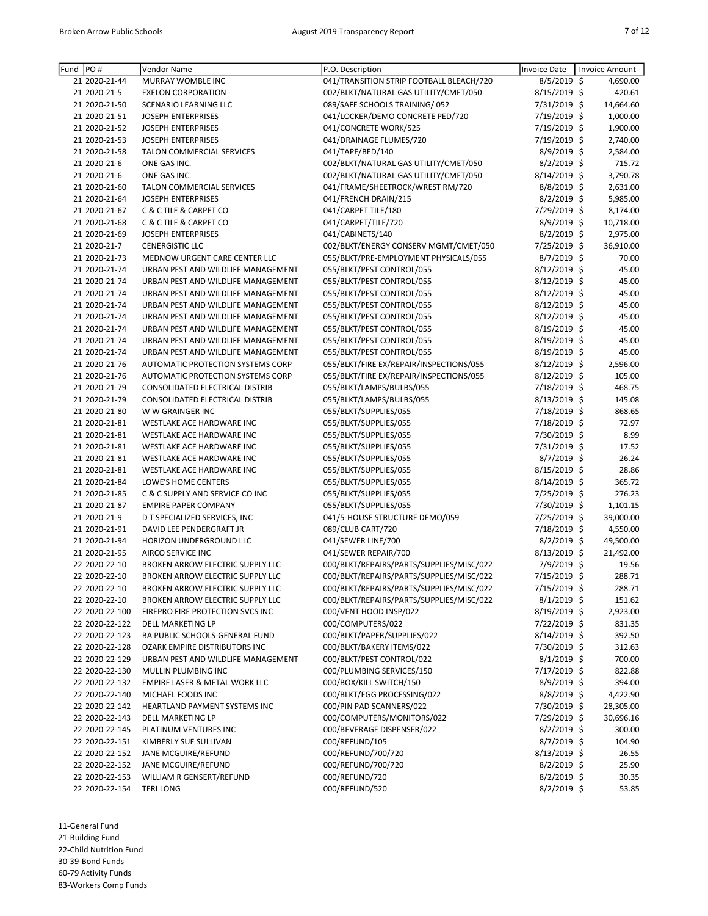| Fund | PO # | Vendor Name | P.O. Description | Invoice Date | Invoice Amount |
|---|---|---|---|---|---|
| 21 | 2020-21-44 | MURRAY WOMBLE INC | 041/TRANSITION STRIP FOOTBALL BLEACH/720 | 8/5/2019 | $ 4,690.00 |
| 21 | 2020-21-5 | EXELON CORPORATION | 002/BLKT/NATURAL GAS UTILITY/CMET/050 | 8/15/2019 | $ 420.61 |
| 21 | 2020-21-50 | SCENARIO LEARNING LLC | 089/SAFE SCHOOLS TRAINING/ 052 | 7/31/2019 | $ 14,664.60 |
| 21 | 2020-21-51 | JOSEPH ENTERPRISES | 041/LOCKER/DEMO CONCRETE PED/720 | 7/19/2019 | $ 1,000.00 |
| 21 | 2020-21-52 | JOSEPH ENTERPRISES | 041/CONCRETE WORK/525 | 7/19/2019 | $ 1,900.00 |
| 21 | 2020-21-53 | JOSEPH ENTERPRISES | 041/DRAINAGE FLUMES/720 | 7/19/2019 | $ 2,740.00 |
| 21 | 2020-21-58 | TALON COMMERCIAL SERVICES | 041/TAPE/BED/140 | 8/9/2019 | $ 2,584.00 |
| 21 | 2020-21-6 | ONE GAS INC. | 002/BLKT/NATURAL GAS UTILITY/CMET/050 | 8/2/2019 | $ 715.72 |
| 21 | 2020-21-6 | ONE GAS INC. | 002/BLKT/NATURAL GAS UTILITY/CMET/050 | 8/14/2019 | $ 3,790.78 |
| 21 | 2020-21-60 | TALON COMMERCIAL SERVICES | 041/FRAME/SHEETROCK/WREST RM/720 | 8/8/2019 | $ 2,631.00 |
| 21 | 2020-21-64 | JOSEPH ENTERPRISES | 041/FRENCH DRAIN/215 | 8/2/2019 | $ 5,985.00 |
| 21 | 2020-21-67 | C & C TILE & CARPET CO | 041/CARPET TILE/180 | 7/29/2019 | $ 8,174.00 |
| 21 | 2020-21-68 | C & C TILE & CARPET CO | 041/CARPET/TILE/720 | 8/9/2019 | $ 10,718.00 |
| 21 | 2020-21-69 | JOSEPH ENTERPRISES | 041/CABINETS/140 | 8/2/2019 | $ 2,975.00 |
| 21 | 2020-21-7 | CENERGISTIC LLC | 002/BLKT/ENERGY CONSERV MGMT/CMET/050 | 7/25/2019 | $ 36,910.00 |
| 21 | 2020-21-73 | MEDNOW URGENT CARE CENTER LLC | 055/BLKT/PRE-EMPLOYMENT PHYSICALS/055 | 8/7/2019 | $ 70.00 |
| 21 | 2020-21-74 | URBAN PEST AND WILDLIFE MANAGEMENT | 055/BLKT/PEST CONTROL/055 | 8/12/2019 | $ 45.00 |
| 21 | 2020-21-74 | URBAN PEST AND WILDLIFE MANAGEMENT | 055/BLKT/PEST CONTROL/055 | 8/12/2019 | $ 45.00 |
| 21 | 2020-21-74 | URBAN PEST AND WILDLIFE MANAGEMENT | 055/BLKT/PEST CONTROL/055 | 8/12/2019 | $ 45.00 |
| 21 | 2020-21-74 | URBAN PEST AND WILDLIFE MANAGEMENT | 055/BLKT/PEST CONTROL/055 | 8/12/2019 | $ 45.00 |
| 21 | 2020-21-74 | URBAN PEST AND WILDLIFE MANAGEMENT | 055/BLKT/PEST CONTROL/055 | 8/12/2019 | $ 45.00 |
| 21 | 2020-21-74 | URBAN PEST AND WILDLIFE MANAGEMENT | 055/BLKT/PEST CONTROL/055 | 8/19/2019 | $ 45.00 |
| 21 | 2020-21-74 | URBAN PEST AND WILDLIFE MANAGEMENT | 055/BLKT/PEST CONTROL/055 | 8/19/2019 | $ 45.00 |
| 21 | 2020-21-74 | URBAN PEST AND WILDLIFE MANAGEMENT | 055/BLKT/PEST CONTROL/055 | 8/19/2019 | $ 45.00 |
| 21 | 2020-21-76 | AUTOMATIC PROTECTION SYSTEMS CORP | 055/BLKT/FIRE EX/REPAIR/INSPECTIONS/055 | 8/12/2019 | $ 2,596.00 |
| 21 | 2020-21-76 | AUTOMATIC PROTECTION SYSTEMS CORP | 055/BLKT/FIRE EX/REPAIR/INSPECTIONS/055 | 8/12/2019 | $ 105.00 |
| 21 | 2020-21-79 | CONSOLIDATED ELECTRICAL DISTRIB | 055/BLKT/LAMPS/BULBS/055 | 7/18/2019 | $ 468.75 |
| 21 | 2020-21-79 | CONSOLIDATED ELECTRICAL DISTRIB | 055/BLKT/LAMPS/BULBS/055 | 8/13/2019 | $ 145.08 |
| 21 | 2020-21-80 | W W GRAINGER INC | 055/BLKT/SUPPLIES/055 | 7/18/2019 | $ 868.65 |
| 21 | 2020-21-81 | WESTLAKE ACE HARDWARE INC | 055/BLKT/SUPPLIES/055 | 7/18/2019 | $ 72.97 |
| 21 | 2020-21-81 | WESTLAKE ACE HARDWARE INC | 055/BLKT/SUPPLIES/055 | 7/30/2019 | $ 8.99 |
| 21 | 2020-21-81 | WESTLAKE ACE HARDWARE INC | 055/BLKT/SUPPLIES/055 | 7/31/2019 | $ 17.52 |
| 21 | 2020-21-81 | WESTLAKE ACE HARDWARE INC | 055/BLKT/SUPPLIES/055 | 8/7/2019 | $ 26.24 |
| 21 | 2020-21-81 | WESTLAKE ACE HARDWARE INC | 055/BLKT/SUPPLIES/055 | 8/15/2019 | $ 28.86 |
| 21 | 2020-21-84 | LOWE'S HOME CENTERS | 055/BLKT/SUPPLIES/055 | 8/14/2019 | $ 365.72 |
| 21 | 2020-21-85 | C & C SUPPLY AND SERVICE CO INC | 055/BLKT/SUPPLIES/055 | 7/25/2019 | $ 276.23 |
| 21 | 2020-21-87 | EMPIRE PAPER COMPANY | 055/BLKT/SUPPLIES/055 | 7/30/2019 | $ 1,101.15 |
| 21 | 2020-21-9 | D T SPECIALIZED SERVICES, INC | 041/5-HOUSE STRUCTURE DEMO/059 | 7/25/2019 | $ 39,000.00 |
| 21 | 2020-21-91 | DAVID LEE PENDERGRAFT JR | 089/CLUB CART/720 | 7/18/2019 | $ 4,550.00 |
| 21 | 2020-21-94 | HORIZON UNDERGROUND LLC | 041/SEWER LINE/700 | 8/2/2019 | $ 49,500.00 |
| 21 | 2020-21-95 | AIRCO SERVICE INC | 041/SEWER REPAIR/700 | 8/13/2019 | $ 21,492.00 |
| 22 | 2020-22-10 | BROKEN ARROW ELECTRIC SUPPLY LLC | 000/BLKT/REPAIRS/PARTS/SUPPLIES/MISC/022 | 7/9/2019 | $ 19.56 |
| 22 | 2020-22-10 | BROKEN ARROW ELECTRIC SUPPLY LLC | 000/BLKT/REPAIRS/PARTS/SUPPLIES/MISC/022 | 7/15/2019 | $ 288.71 |
| 22 | 2020-22-10 | BROKEN ARROW ELECTRIC SUPPLY LLC | 000/BLKT/REPAIRS/PARTS/SUPPLIES/MISC/022 | 7/15/2019 | $ 288.71 |
| 22 | 2020-22-10 | BROKEN ARROW ELECTRIC SUPPLY LLC | 000/BLKT/REPAIRS/PARTS/SUPPLIES/MISC/022 | 8/1/2019 | $ 151.62 |
| 22 | 2020-22-100 | FIREPRO FIRE PROTECTION SVCS INC | 000/VENT HOOD INSP/022 | 8/19/2019 | $ 2,923.00 |
| 22 | 2020-22-122 | DELL MARKETING LP | 000/COMPUTERS/022 | 7/22/2019 | $ 831.35 |
| 22 | 2020-22-123 | BA PUBLIC SCHOOLS-GENERAL FUND | 000/BLKT/PAPER/SUPPLIES/022 | 8/14/2019 | $ 392.50 |
| 22 | 2020-22-128 | OZARK EMPIRE DISTRIBUTORS INC | 000/BLKT/BAKERY ITEMS/022 | 7/30/2019 | $ 312.63 |
| 22 | 2020-22-129 | URBAN PEST AND WILDLIFE MANAGEMENT | 000/BLKT/PEST CONTROL/022 | 8/1/2019 | $ 700.00 |
| 22 | 2020-22-130 | MULLIN PLUMBING INC | 000/PLUMBING SERVICES/150 | 7/17/2019 | $ 822.88 |
| 22 | 2020-22-132 | EMPIRE LASER & METAL WORK LLC | 000/BOX/KILL SWITCH/150 | 8/9/2019 | $ 394.00 |
| 22 | 2020-22-140 | MICHAEL FOODS INC | 000/BLKT/EGG PROCESSING/022 | 8/8/2019 | $ 4,422.90 |
| 22 | 2020-22-142 | HEARTLAND PAYMENT SYSTEMS INC | 000/PIN PAD SCANNERS/022 | 7/30/2019 | $ 28,305.00 |
| 22 | 2020-22-143 | DELL MARKETING LP | 000/COMPUTERS/MONITORS/022 | 7/29/2019 | $ 30,696.16 |
| 22 | 2020-22-145 | PLATINUM VENTURES INC | 000/BEVERAGE DISPENSER/022 | 8/2/2019 | $ 300.00 |
| 22 | 2020-22-151 | KIMBERLY SUE SULLIVAN | 000/REFUND/105 | 8/7/2019 | $ 104.90 |
| 22 | 2020-22-152 | JANE MCGUIRE/REFUND | 000/REFUND/700/720 | 8/13/2019 | $ 26.55 |
| 22 | 2020-22-152 | JANE MCGUIRE/REFUND | 000/REFUND/700/720 | 8/2/2019 | $ 25.90 |
| 22 | 2020-22-153 | WILLIAM R GENSERT/REFUND | 000/REFUND/720 | 8/2/2019 | $ 30.35 |
| 22 | 2020-22-154 | TERI LONG | 000/REFUND/520 | 8/2/2019 | $ 53.85 |

11-General Fund
21-Building Fund
22-Child Nutrition Fund
30-39-Bond Funds
60-79 Activity Funds
83-Workers Comp Funds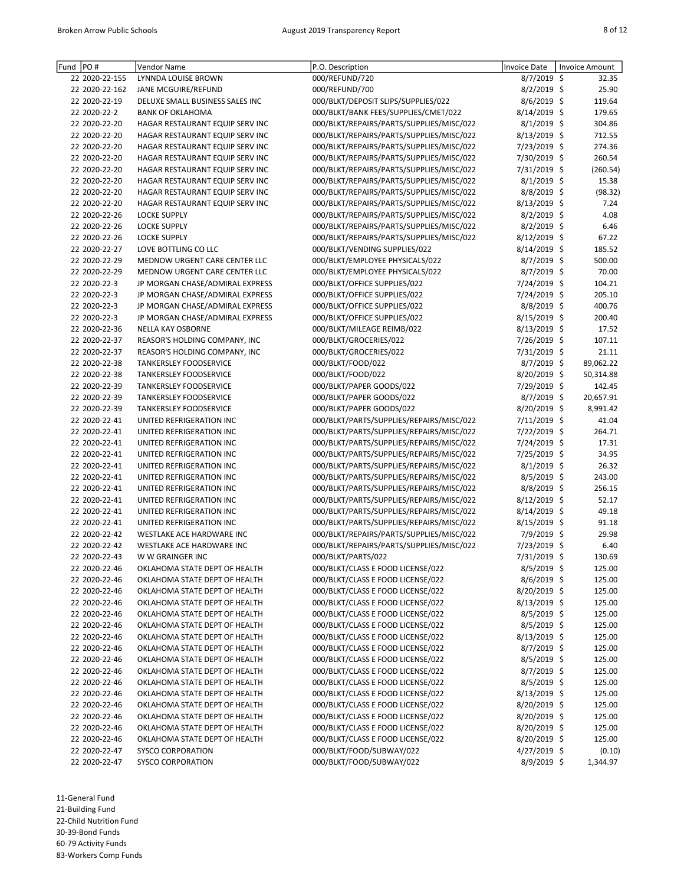| Fund | PO # | Vendor Name | P.O. Description | Invoice Date | Invoice Amount |
|---|---|---|---|---|---|
| 22 | 2020-22-155 | LYNNDA LOUISE BROWN | 000/REFUND/720 | 8/7/2019 | $ 32.35 |
| 22 | 2020-22-162 | JANE MCGUIRE/REFUND | 000/REFUND/700 | 8/2/2019 | $ 25.90 |
| 22 | 2020-22-19 | DELUXE SMALL BUSINESS SALES INC | 000/BLKT/DEPOSIT SLIPS/SUPPLIES/022 | 8/6/2019 | $ 119.64 |
| 22 | 2020-22-2 | BANK OF OKLAHOMA | 000/BLKT/BANK FEES/SUPPLIES/CMET/022 | 8/14/2019 | $ 179.65 |
| 22 | 2020-22-20 | HAGAR RESTAURANT EQUIP SERV INC | 000/BLKT/REPAIRS/PARTS/SUPPLIES/MISC/022 | 8/1/2019 | $ 304.86 |
| 22 | 2020-22-20 | HAGAR RESTAURANT EQUIP SERV INC | 000/BLKT/REPAIRS/PARTS/SUPPLIES/MISC/022 | 8/13/2019 | $ 712.55 |
| 22 | 2020-22-20 | HAGAR RESTAURANT EQUIP SERV INC | 000/BLKT/REPAIRS/PARTS/SUPPLIES/MISC/022 | 7/23/2019 | $ 274.36 |
| 22 | 2020-22-20 | HAGAR RESTAURANT EQUIP SERV INC | 000/BLKT/REPAIRS/PARTS/SUPPLIES/MISC/022 | 7/30/2019 | $ 260.54 |
| 22 | 2020-22-20 | HAGAR RESTAURANT EQUIP SERV INC | 000/BLKT/REPAIRS/PARTS/SUPPLIES/MISC/022 | 7/31/2019 | $ (260.54) |
| 22 | 2020-22-20 | HAGAR RESTAURANT EQUIP SERV INC | 000/BLKT/REPAIRS/PARTS/SUPPLIES/MISC/022 | 8/1/2019 | $ 15.38 |
| 22 | 2020-22-20 | HAGAR RESTAURANT EQUIP SERV INC | 000/BLKT/REPAIRS/PARTS/SUPPLIES/MISC/022 | 8/8/2019 | $ (98.32) |
| 22 | 2020-22-20 | HAGAR RESTAURANT EQUIP SERV INC | 000/BLKT/REPAIRS/PARTS/SUPPLIES/MISC/022 | 8/13/2019 | $ 7.24 |
| 22 | 2020-22-26 | LOCKE SUPPLY | 000/BLKT/REPAIRS/PARTS/SUPPLIES/MISC/022 | 8/2/2019 | $ 4.08 |
| 22 | 2020-22-26 | LOCKE SUPPLY | 000/BLKT/REPAIRS/PARTS/SUPPLIES/MISC/022 | 8/2/2019 | $ 6.46 |
| 22 | 2020-22-26 | LOCKE SUPPLY | 000/BLKT/REPAIRS/PARTS/SUPPLIES/MISC/022 | 8/12/2019 | $ 67.22 |
| 22 | 2020-22-27 | LOVE BOTTLING CO LLC | 000/BLKT/VENDING SUPPLIES/022 | 8/14/2019 | $ 185.52 |
| 22 | 2020-22-29 | MEDNOW URGENT CARE CENTER LLC | 000/BLKT/EMPLOYEE PHYSICALS/022 | 8/7/2019 | $ 500.00 |
| 22 | 2020-22-29 | MEDNOW URGENT CARE CENTER LLC | 000/BLKT/EMPLOYEE PHYSICALS/022 | 8/7/2019 | $ 70.00 |
| 22 | 2020-22-3 | JP MORGAN CHASE/ADMIRAL EXPRESS | 000/BLKT/OFFICE SUPPLIES/022 | 7/24/2019 | $ 104.21 |
| 22 | 2020-22-3 | JP MORGAN CHASE/ADMIRAL EXPRESS | 000/BLKT/OFFICE SUPPLIES/022 | 7/24/2019 | $ 205.10 |
| 22 | 2020-22-3 | JP MORGAN CHASE/ADMIRAL EXPRESS | 000/BLKT/OFFICE SUPPLIES/022 | 8/8/2019 | $ 400.76 |
| 22 | 2020-22-3 | JP MORGAN CHASE/ADMIRAL EXPRESS | 000/BLKT/OFFICE SUPPLIES/022 | 8/15/2019 | $ 200.40 |
| 22 | 2020-22-36 | NELLA KAY OSBORNE | 000/BLKT/MILEAGE REIMB/022 | 8/13/2019 | $ 17.52 |
| 22 | 2020-22-37 | REASOR'S HOLDING COMPANY, INC | 000/BLKT/GROCERIES/022 | 7/26/2019 | $ 107.11 |
| 22 | 2020-22-37 | REASOR'S HOLDING COMPANY, INC | 000/BLKT/GROCERIES/022 | 7/31/2019 | $ 21.11 |
| 22 | 2020-22-38 | TANKERSLEY FOODSERVICE | 000/BLKT/FOOD/022 | 8/7/2019 | $ 89,062.22 |
| 22 | 2020-22-38 | TANKERSLEY FOODSERVICE | 000/BLKT/FOOD/022 | 8/20/2019 | $ 50,314.88 |
| 22 | 2020-22-39 | TANKERSLEY FOODSERVICE | 000/BLKT/PAPER GOODS/022 | 7/29/2019 | $ 142.45 |
| 22 | 2020-22-39 | TANKERSLEY FOODSERVICE | 000/BLKT/PAPER GOODS/022 | 8/7/2019 | $ 20,657.91 |
| 22 | 2020-22-39 | TANKERSLEY FOODSERVICE | 000/BLKT/PAPER GOODS/022 | 8/20/2019 | $ 8,991.42 |
| 22 | 2020-22-41 | UNITED REFRIGERATION INC | 000/BLKT/PARTS/SUPPLIES/REPAIRS/MISC/022 | 7/11/2019 | $ 41.04 |
| 22 | 2020-22-41 | UNITED REFRIGERATION INC | 000/BLKT/PARTS/SUPPLIES/REPAIRS/MISC/022 | 7/22/2019 | $ 264.71 |
| 22 | 2020-22-41 | UNITED REFRIGERATION INC | 000/BLKT/PARTS/SUPPLIES/REPAIRS/MISC/022 | 7/24/2019 | $ 17.31 |
| 22 | 2020-22-41 | UNITED REFRIGERATION INC | 000/BLKT/PARTS/SUPPLIES/REPAIRS/MISC/022 | 7/25/2019 | $ 34.95 |
| 22 | 2020-22-41 | UNITED REFRIGERATION INC | 000/BLKT/PARTS/SUPPLIES/REPAIRS/MISC/022 | 8/1/2019 | $ 26.32 |
| 22 | 2020-22-41 | UNITED REFRIGERATION INC | 000/BLKT/PARTS/SUPPLIES/REPAIRS/MISC/022 | 8/5/2019 | $ 243.00 |
| 22 | 2020-22-41 | UNITED REFRIGERATION INC | 000/BLKT/PARTS/SUPPLIES/REPAIRS/MISC/022 | 8/8/2019 | $ 256.15 |
| 22 | 2020-22-41 | UNITED REFRIGERATION INC | 000/BLKT/PARTS/SUPPLIES/REPAIRS/MISC/022 | 8/12/2019 | $ 52.17 |
| 22 | 2020-22-41 | UNITED REFRIGERATION INC | 000/BLKT/PARTS/SUPPLIES/REPAIRS/MISC/022 | 8/14/2019 | $ 49.18 |
| 22 | 2020-22-41 | UNITED REFRIGERATION INC | 000/BLKT/PARTS/SUPPLIES/REPAIRS/MISC/022 | 8/15/2019 | $ 91.18 |
| 22 | 2020-22-42 | WESTLAKE ACE HARDWARE INC | 000/BLKT/REPAIRS/PARTS/SUPPLIES/MISC/022 | 7/9/2019 | $ 29.98 |
| 22 | 2020-22-42 | WESTLAKE ACE HARDWARE INC | 000/BLKT/REPAIRS/PARTS/SUPPLIES/MISC/022 | 7/23/2019 | $ 6.40 |
| 22 | 2020-22-43 | W W GRAINGER INC | 000/BLKT/PARTS/022 | 7/31/2019 | $ 130.69 |
| 22 | 2020-22-46 | OKLAHOMA STATE DEPT OF HEALTH | 000/BLKT/CLASS E FOOD LICENSE/022 | 8/5/2019 | $ 125.00 |
| 22 | 2020-22-46 | OKLAHOMA STATE DEPT OF HEALTH | 000/BLKT/CLASS E FOOD LICENSE/022 | 8/6/2019 | $ 125.00 |
| 22 | 2020-22-46 | OKLAHOMA STATE DEPT OF HEALTH | 000/BLKT/CLASS E FOOD LICENSE/022 | 8/20/2019 | $ 125.00 |
| 22 | 2020-22-46 | OKLAHOMA STATE DEPT OF HEALTH | 000/BLKT/CLASS E FOOD LICENSE/022 | 8/13/2019 | $ 125.00 |
| 22 | 2020-22-46 | OKLAHOMA STATE DEPT OF HEALTH | 000/BLKT/CLASS E FOOD LICENSE/022 | 8/5/2019 | $ 125.00 |
| 22 | 2020-22-46 | OKLAHOMA STATE DEPT OF HEALTH | 000/BLKT/CLASS E FOOD LICENSE/022 | 8/5/2019 | $ 125.00 |
| 22 | 2020-22-46 | OKLAHOMA STATE DEPT OF HEALTH | 000/BLKT/CLASS E FOOD LICENSE/022 | 8/13/2019 | $ 125.00 |
| 22 | 2020-22-46 | OKLAHOMA STATE DEPT OF HEALTH | 000/BLKT/CLASS E FOOD LICENSE/022 | 8/7/2019 | $ 125.00 |
| 22 | 2020-22-46 | OKLAHOMA STATE DEPT OF HEALTH | 000/BLKT/CLASS E FOOD LICENSE/022 | 8/5/2019 | $ 125.00 |
| 22 | 2020-22-46 | OKLAHOMA STATE DEPT OF HEALTH | 000/BLKT/CLASS E FOOD LICENSE/022 | 8/7/2019 | $ 125.00 |
| 22 | 2020-22-46 | OKLAHOMA STATE DEPT OF HEALTH | 000/BLKT/CLASS E FOOD LICENSE/022 | 8/5/2019 | $ 125.00 |
| 22 | 2020-22-46 | OKLAHOMA STATE DEPT OF HEALTH | 000/BLKT/CLASS E FOOD LICENSE/022 | 8/13/2019 | $ 125.00 |
| 22 | 2020-22-46 | OKLAHOMA STATE DEPT OF HEALTH | 000/BLKT/CLASS E FOOD LICENSE/022 | 8/20/2019 | $ 125.00 |
| 22 | 2020-22-46 | OKLAHOMA STATE DEPT OF HEALTH | 000/BLKT/CLASS E FOOD LICENSE/022 | 8/20/2019 | $ 125.00 |
| 22 | 2020-22-46 | OKLAHOMA STATE DEPT OF HEALTH | 000/BLKT/CLASS E FOOD LICENSE/022 | 8/20/2019 | $ 125.00 |
| 22 | 2020-22-46 | OKLAHOMA STATE DEPT OF HEALTH | 000/BLKT/CLASS E FOOD LICENSE/022 | 8/20/2019 | $ 125.00 |
| 22 | 2020-22-47 | SYSCO CORPORATION | 000/BLKT/FOOD/SUBWAY/022 | 4/27/2019 | $ (0.10) |
| 22 | 2020-22-47 | SYSCO CORPORATION | 000/BLKT/FOOD/SUBWAY/022 | 8/9/2019 | $ 1,344.97 |

11-General Fund
21-Building Fund
22-Child Nutrition Fund
30-39-Bond Funds
60-79 Activity Funds
83-Workers Comp Funds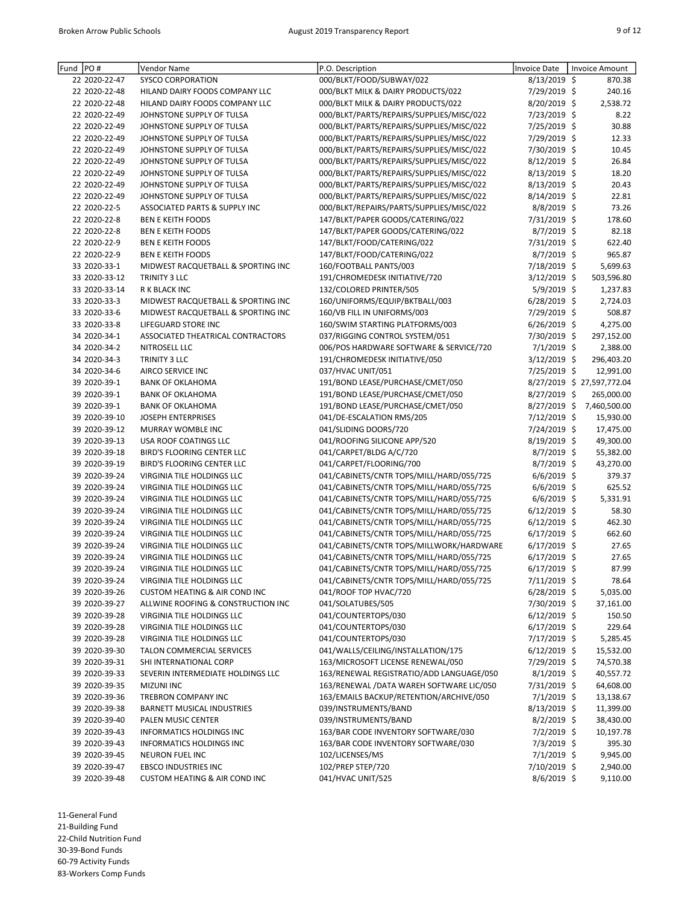| Fund | PO # | Vendor Name | P.O. Description | Invoice Date | Invoice Amount |
|---|---|---|---|---|---|
| 22 | 2020-22-47 | SYSCO CORPORATION | 000/BLKT/FOOD/SUBWAY/022 | 8/13/2019 | $ 870.38 |
| 22 | 2020-22-48 | HILAND DAIRY FOODS COMPANY LLC | 000/BLKT MILK & DAIRY PRODUCTS/022 | 7/29/2019 | $ 240.16 |
| 22 | 2020-22-48 | HILAND DAIRY FOODS COMPANY LLC | 000/BLKT MILK & DAIRY PRODUCTS/022 | 8/20/2019 | $ 2,538.72 |
| 22 | 2020-22-49 | JOHNSTONE SUPPLY OF TULSA | 000/BLKT/PARTS/REPAIRS/SUPPLIES/MISC/022 | 7/23/2019 | $ 8.22 |
| 22 | 2020-22-49 | JOHNSTONE SUPPLY OF TULSA | 000/BLKT/PARTS/REPAIRS/SUPPLIES/MISC/022 | 7/25/2019 | $ 30.88 |
| 22 | 2020-22-49 | JOHNSTONE SUPPLY OF TULSA | 000/BLKT/PARTS/REPAIRS/SUPPLIES/MISC/022 | 7/29/2019 | $ 12.33 |
| 22 | 2020-22-49 | JOHNSTONE SUPPLY OF TULSA | 000/BLKT/PARTS/REPAIRS/SUPPLIES/MISC/022 | 7/30/2019 | $ 10.45 |
| 22 | 2020-22-49 | JOHNSTONE SUPPLY OF TULSA | 000/BLKT/PARTS/REPAIRS/SUPPLIES/MISC/022 | 8/12/2019 | $ 26.84 |
| 22 | 2020-22-49 | JOHNSTONE SUPPLY OF TULSA | 000/BLKT/PARTS/REPAIRS/SUPPLIES/MISC/022 | 8/13/2019 | $ 18.20 |
| 22 | 2020-22-49 | JOHNSTONE SUPPLY OF TULSA | 000/BLKT/PARTS/REPAIRS/SUPPLIES/MISC/022 | 8/13/2019 | $ 20.43 |
| 22 | 2020-22-49 | JOHNSTONE SUPPLY OF TULSA | 000/BLKT/PARTS/REPAIRS/SUPPLIES/MISC/022 | 8/14/2019 | $ 22.81 |
| 22 | 2020-22-5 | ASSOCIATED PARTS & SUPPLY INC | 000/BLKT/REPAIRS/PARTS/SUPPLIES/MISC/022 | 8/8/2019 | $ 73.26 |
| 22 | 2020-22-8 | BEN E KEITH FOODS | 147/BLKT/PAPER GOODS/CATERING/022 | 7/31/2019 | $ 178.60 |
| 22 | 2020-22-8 | BEN E KEITH FOODS | 147/BLKT/PAPER GOODS/CATERING/022 | 8/7/2019 | $ 82.18 |
| 22 | 2020-22-9 | BEN E KEITH FOODS | 147/BLKT/FOOD/CATERING/022 | 7/31/2019 | $ 622.40 |
| 22 | 2020-22-9 | BEN E KEITH FOODS | 147/BLKT/FOOD/CATERING/022 | 8/7/2019 | $ 965.87 |
| 33 | 2020-33-1 | MIDWEST RACQUETBALL & SPORTING INC | 160/FOOTBALL PANTS/003 | 7/18/2019 | $ 5,699.63 |
| 33 | 2020-33-12 | TRINITY 3 LLC | 191/CHROMEDESK INITIATIVE/720 | 3/12/2019 | $ 503,596.80 |
| 33 | 2020-33-14 | R K BLACK INC | 132/COLORED PRINTER/505 | 5/9/2019 | $ 1,237.83 |
| 33 | 2020-33-3 | MIDWEST RACQUETBALL & SPORTING INC | 160/UNIFORMS/EQUIP/BKTBALL/003 | 6/28/2019 | $ 2,724.03 |
| 33 | 2020-33-6 | MIDWEST RACQUETBALL & SPORTING INC | 160/VB FILL IN UNIFORMS/003 | 7/29/2019 | $ 508.87 |
| 33 | 2020-33-8 | LIFEGUARD STORE INC | 160/SWIM STARTING PLATFORMS/003 | 6/26/2019 | $ 4,275.00 |
| 34 | 2020-34-1 | ASSOCIATED THEATRICAL CONTRACTORS | 037/RIGGING CONTROL SYSTEM/051 | 7/30/2019 | $ 297,152.00 |
| 34 | 2020-34-2 | NITROSELL LLC | 006/POS HARDWARE SOFTWARE & SERVICE/720 | 7/1/2019 | $ 2,388.00 |
| 34 | 2020-34-3 | TRINITY 3 LLC | 191/CHROMEDESK INITIATIVE/050 | 3/12/2019 | $ 296,403.20 |
| 34 | 2020-34-6 | AIRCO SERVICE INC | 037/HVAC UNIT/051 | 7/25/2019 | $ 12,991.00 |
| 39 | 2020-39-1 | BANK OF OKLAHOMA | 191/BOND LEASE/PURCHASE/CMET/050 | 8/27/2019 | $ 27,597,772.04 |
| 39 | 2020-39-1 | BANK OF OKLAHOMA | 191/BOND LEASE/PURCHASE/CMET/050 | 8/27/2019 | $ 265,000.00 |
| 39 | 2020-39-1 | BANK OF OKLAHOMA | 191/BOND LEASE/PURCHASE/CMET/050 | 8/27/2019 | $ 7,460,500.00 |
| 39 | 2020-39-10 | JOSEPH ENTERPRISES | 041/DE-ESCALATION RMS/205 | 7/12/2019 | $ 15,930.00 |
| 39 | 2020-39-12 | MURRAY WOMBLE INC | 041/SLIDING DOORS/720 | 7/24/2019 | $ 17,475.00 |
| 39 | 2020-39-13 | USA ROOF COATINGS LLC | 041/ROOFING SILICONE APP/520 | 8/19/2019 | $ 49,300.00 |
| 39 | 2020-39-18 | BIRD'S FLOORING CENTER LLC | 041/CARPET/BLDG A/C/720 | 8/7/2019 | $ 55,382.00 |
| 39 | 2020-39-19 | BIRD'S FLOORING CENTER LLC | 041/CARPET/FLOORING/700 | 8/7/2019 | $ 43,270.00 |
| 39 | 2020-39-24 | VIRGINIA TILE HOLDINGS LLC | 041/CABINETS/CNTR TOPS/MILL/HARD/055/725 | 6/6/2019 | $ 379.37 |
| 39 | 2020-39-24 | VIRGINIA TILE HOLDINGS LLC | 041/CABINETS/CNTR TOPS/MILL/HARD/055/725 | 6/6/2019 | $ 625.52 |
| 39 | 2020-39-24 | VIRGINIA TILE HOLDINGS LLC | 041/CABINETS/CNTR TOPS/MILL/HARD/055/725 | 6/6/2019 | $ 5,331.91 |
| 39 | 2020-39-24 | VIRGINIA TILE HOLDINGS LLC | 041/CABINETS/CNTR TOPS/MILL/HARD/055/725 | 6/12/2019 | $ 58.30 |
| 39 | 2020-39-24 | VIRGINIA TILE HOLDINGS LLC | 041/CABINETS/CNTR TOPS/MILL/HARD/055/725 | 6/12/2019 | $ 462.30 |
| 39 | 2020-39-24 | VIRGINIA TILE HOLDINGS LLC | 041/CABINETS/CNTR TOPS/MILL/HARD/055/725 | 6/17/2019 | $ 662.60 |
| 39 | 2020-39-24 | VIRGINIA TILE HOLDINGS LLC | 041/CABINETS/CNTR TOPS/MILLWORK/HARDWARE | 6/17/2019 | $ 27.65 |
| 39 | 2020-39-24 | VIRGINIA TILE HOLDINGS LLC | 041/CABINETS/CNTR TOPS/MILL/HARD/055/725 | 6/17/2019 | $ 27.65 |
| 39 | 2020-39-24 | VIRGINIA TILE HOLDINGS LLC | 041/CABINETS/CNTR TOPS/MILL/HARD/055/725 | 6/17/2019 | $ 87.99 |
| 39 | 2020-39-24 | VIRGINIA TILE HOLDINGS LLC | 041/CABINETS/CNTR TOPS/MILL/HARD/055/725 | 7/11/2019 | $ 78.64 |
| 39 | 2020-39-26 | CUSTOM HEATING & AIR COND INC | 041/ROOF TOP HVAC/720 | 6/28/2019 | $ 5,035.00 |
| 39 | 2020-39-27 | ALLWINE ROOFING & CONSTRUCTION INC | 041/SOLATUBES/505 | 7/30/2019 | $ 37,161.00 |
| 39 | 2020-39-28 | VIRGINIA TILE HOLDINGS LLC | 041/COUNTERTOPS/030 | 6/12/2019 | $ 150.50 |
| 39 | 2020-39-28 | VIRGINIA TILE HOLDINGS LLC | 041/COUNTERTOPS/030 | 6/17/2019 | $ 229.64 |
| 39 | 2020-39-28 | VIRGINIA TILE HOLDINGS LLC | 041/COUNTERTOPS/030 | 7/17/2019 | $ 5,285.45 |
| 39 | 2020-39-30 | TALON COMMERCIAL SERVICES | 041/WALLS/CEILING/INSTALLATION/175 | 6/12/2019 | $ 15,532.00 |
| 39 | 2020-39-31 | SHI INTERNATIONAL CORP | 163/MICROSOFT LICENSE RENEWAL/050 | 7/29/2019 | $ 74,570.38 |
| 39 | 2020-39-33 | SEVERIN INTERMEDIATE HOLDINGS LLC | 163/RENEWAL REGISTRATIO/ADD LANGUAGE/050 | 8/1/2019 | $ 40,557.72 |
| 39 | 2020-39-35 | MIZUNI INC | 163/RENEWAL /DATA WAREH SOFTWARE LIC/050 | 7/31/2019 | $ 64,608.00 |
| 39 | 2020-39-36 | TREBRON COMPANY INC | 163/EMAILS BACKUP/RETENTION/ARCHIVE/050 | 7/1/2019 | $ 13,138.67 |
| 39 | 2020-39-38 | BARNETT MUSICAL INDUSTRIES | 039/INSTRUMENTS/BAND | 8/13/2019 | $ 11,399.00 |
| 39 | 2020-39-40 | PALEN MUSIC CENTER | 039/INSTRUMENTS/BAND | 8/2/2019 | $ 38,430.00 |
| 39 | 2020-39-43 | INFORMATICS HOLDINGS INC | 163/BAR CODE INVENTORY SOFTWARE/030 | 7/2/2019 | $ 10,197.78 |
| 39 | 2020-39-43 | INFORMATICS HOLDINGS INC | 163/BAR CODE INVENTORY SOFTWARE/030 | 7/3/2019 | $ 395.30 |
| 39 | 2020-39-45 | NEURON FUEL INC | 102/LICENSES/MS | 7/1/2019 | $ 9,945.00 |
| 39 | 2020-39-47 | EBSCO INDUSTRIES INC | 102/PREP STEP/720 | 7/10/2019 | $ 2,940.00 |
| 39 | 2020-39-48 | CUSTOM HEATING & AIR COND INC | 041/HVAC UNIT/525 | 8/6/2019 | $ 9,110.00 |

11-General Fund
21-Building Fund
22-Child Nutrition Fund
30-39-Bond Funds
60-79 Activity Funds
83-Workers Comp Funds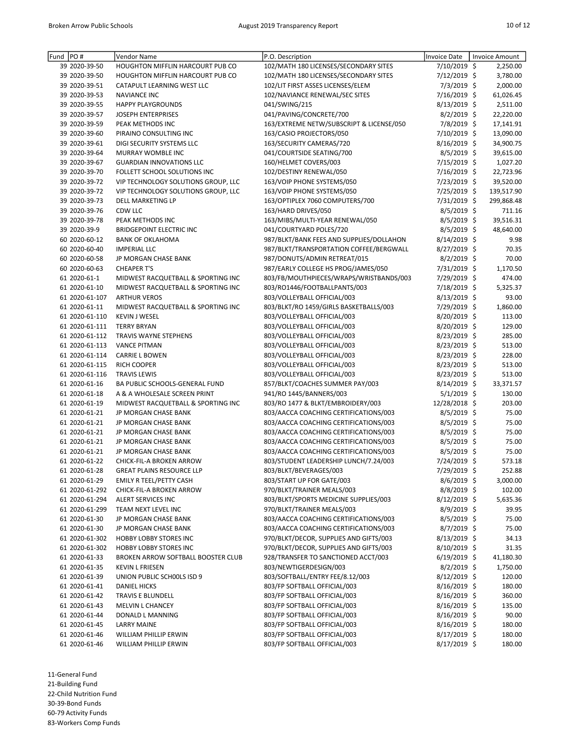| Fund | PO # | Vendor Name | P.O. Description | Invoice Date | Invoice Amount |
|---|---|---|---|---|---|
| 39 | 2020-39-50 | HOUGHTON MIFFLIN HARCOURT PUB CO | 102/MATH 180 LICENSES/SECONDARY SITES | 7/10/2019 | $ 2,250.00 |
| 39 | 2020-39-50 | HOUGHTON MIFFLIN HARCOURT PUB CO | 102/MATH 180 LICENSES/SECONDARY SITES | 7/12/2019 | $ 3,780.00 |
| 39 | 2020-39-51 | CATAPULT LEARNING WEST LLC | 102/LIT FIRST ASSES LICENSES/ELEM | 7/3/2019 | $ 2,000.00 |
| 39 | 2020-39-53 | NAVIANCE INC | 102/NAVIANCE RENEWAL/SEC SITES | 7/16/2019 | $ 61,026.45 |
| 39 | 2020-39-55 | HAPPY PLAYGROUNDS | 041/SWING/215 | 8/13/2019 | $ 2,511.00 |
| 39 | 2020-39-57 | JOSEPH ENTERPRISES | 041/PAVING/CONCRETE/700 | 8/2/2019 | $ 22,220.00 |
| 39 | 2020-39-59 | PEAK METHODS INC | 163/EXTREME NETW/SUBSCRIPT & LICENSE/050 | 7/8/2019 | $ 17,141.91 |
| 39 | 2020-39-60 | PIRAINO CONSULTING INC | 163/CASIO PROJECTORS/050 | 7/10/2019 | $ 13,090.00 |
| 39 | 2020-39-61 | DIGI SECURITY SYSTEMS LLC | 163/SECURITY CAMERAS/720 | 8/16/2019 | $ 34,900.75 |
| 39 | 2020-39-64 | MURRAY WOMBLE INC | 041/COURTSIDE SEATING/700 | 8/5/2019 | $ 39,615.00 |
| 39 | 2020-39-67 | GUARDIAN INNOVATIONS LLC | 160/HELMET COVERS/003 | 7/15/2019 | $ 1,027.20 |
| 39 | 2020-39-70 | FOLLETT SCHOOL SOLUTIONS INC | 102/DESTINY RENEWAL/050 | 7/16/2019 | $ 22,723.96 |
| 39 | 2020-39-72 | VIP TECHNOLOGY SOLUTIONS GROUP, LLC | 163/VOIP PHONE SYSTEMS/050 | 7/23/2019 | $ 39,520.00 |
| 39 | 2020-39-72 | VIP TECHNOLOGY SOLUTIONS GROUP, LLC | 163/VOIP PHONE SYSTEMS/050 | 7/25/2019 | $ 139,517.90 |
| 39 | 2020-39-73 | DELL MARKETING LP | 163/OPTIPLEX 7060 COMPUTERS/700 | 7/31/2019 | $ 299,868.48 |
| 39 | 2020-39-76 | CDW LLC | 163/HARD DRIVES/050 | 8/5/2019 | $ 711.16 |
| 39 | 2020-39-78 | PEAK METHODS INC | 163/MIBS/MULTI-YEAR RENEWAL/050 | 8/5/2019 | $ 39,516.31 |
| 39 | 2020-39-9 | BRIDGEPOINT ELECTRIC INC | 041/COURTYARD POLES/720 | 8/5/2019 | $ 48,640.00 |
| 60 | 2020-60-12 | BANK OF OKLAHOMA | 987/BLKT/BANK FEES AND SUPPLIES/DOLLAHON | 8/14/2019 | $ 9.98 |
| 60 | 2020-60-40 | IMPERIAL LLC | 987/BLKT/TRANSPORTATION COFFEE/BERGWALL | 8/27/2019 | $ 70.35 |
| 60 | 2020-60-58 | JP MORGAN CHASE BANK | 987/DONUTS/ADMIN RETREAT/015 | 8/2/2019 | $ 70.00 |
| 60 | 2020-60-63 | CHEAPER T'S | 987/EARLY COLLEGE HS PROG/JAMES/050 | 7/31/2019 | $ 1,170.50 |
| 61 | 2020-61-1 | MIDWEST RACQUETBALL & SPORTING INC | 803/FB/MOUTHPIECES/WRAPS/WRISTBANDS/003 | 7/29/2019 | $ 474.00 |
| 61 | 2020-61-10 | MIDWEST RACQUETBALL & SPORTING INC | 803/RO1446/FOOTBALLPANTS/003 | 7/18/2019 | $ 5,325.37 |
| 61 | 2020-61-107 | ARTHUR VEROS | 803/VOLLEYBALL OFFICIAL/003 | 8/13/2019 | $ 93.00 |
| 61 | 2020-61-11 | MIDWEST RACQUETBALL & SPORTING INC | 803/BLKT/RO 1459/GIRLS BASKETBALLS/003 | 7/29/2019 | $ 1,860.00 |
| 61 | 2020-61-110 | KEVIN J WESEL | 803/VOLLEYBALL OFFICIAL/003 | 8/20/2019 | $ 113.00 |
| 61 | 2020-61-111 | TERRY BRYAN | 803/VOLLEYBALL OFFICIAL/003 | 8/20/2019 | $ 129.00 |
| 61 | 2020-61-112 | TRAVIS WAYNE STEPHENS | 803/VOLLEYBALL OFFICIAL/003 | 8/23/2019 | $ 285.00 |
| 61 | 2020-61-113 | VANCE PITMAN | 803/VOLLEYBALL OFFICIAL/003 | 8/23/2019 | $ 513.00 |
| 61 | 2020-61-114 | CARRIE L BOWEN | 803/VOLLEYBALL OFFICIAL/003 | 8/23/2019 | $ 228.00 |
| 61 | 2020-61-115 | RICH COOPER | 803/VOLLEYBALL OFFICIAL/003 | 8/23/2019 | $ 513.00 |
| 61 | 2020-61-116 | TRAVIS LEWIS | 803/VOLLEYBALL OFFICIAL/003 | 8/23/2019 | $ 513.00 |
| 61 | 2020-61-16 | BA PUBLIC SCHOOLS-GENERAL FUND | 857/BLKT/COACHES SUMMER PAY/003 | 8/14/2019 | $ 33,371.57 |
| 61 | 2020-61-18 | A & A WHOLESALE SCREEN PRINT | 941/RO 1445/BANNERS/003 | 5/1/2019 | $ 130.00 |
| 61 | 2020-61-19 | MIDWEST RACQUETBALL & SPORTING INC | 803/RO 1477 & BLKT/EMBROIDERY/003 | 12/28/2018 | $ 203.00 |
| 61 | 2020-61-21 | JP MORGAN CHASE BANK | 803/AACCA COACHING CERTIFICATIONS/003 | 8/5/2019 | $ 75.00 |
| 61 | 2020-61-21 | JP MORGAN CHASE BANK | 803/AACCA COACHING CERTIFICATIONS/003 | 8/5/2019 | $ 75.00 |
| 61 | 2020-61-21 | JP MORGAN CHASE BANK | 803/AACCA COACHING CERTIFICATIONS/003 | 8/5/2019 | $ 75.00 |
| 61 | 2020-61-21 | JP MORGAN CHASE BANK | 803/AACCA COACHING CERTIFICATIONS/003 | 8/5/2019 | $ 75.00 |
| 61 | 2020-61-21 | JP MORGAN CHASE BANK | 803/AACCA COACHING CERTIFICATIONS/003 | 8/5/2019 | $ 75.00 |
| 61 | 2020-61-22 | CHICK-FIL-A BROKEN ARROW | 803/STUDENT LEADERSHIP LUNCH/7.24/003 | 7/24/2019 | $ 573.18 |
| 61 | 2020-61-28 | GREAT PLAINS RESOURCE LLP | 803/BLKT/BEVERAGES/003 | 7/29/2019 | $ 252.88 |
| 61 | 2020-61-29 | EMILY R TEEL/PETTY CASH | 803/START UP FOR GATE/003 | 8/6/2019 | $ 3,000.00 |
| 61 | 2020-61-292 | CHICK-FIL-A BROKEN ARROW | 970/BLKT/TRAINER MEALS/003 | 8/8/2019 | $ 102.00 |
| 61 | 2020-61-294 | ALERT SERVICES INC | 803/BLKT/SPORTS MEDICINE SUPPLIES/003 | 8/12/2019 | $ 5,635.36 |
| 61 | 2020-61-299 | TEAM NEXT LEVEL INC | 970/BLKT/TRAINER MEALS/003 | 8/9/2019 | $ 39.95 |
| 61 | 2020-61-30 | JP MORGAN CHASE BANK | 803/AACCA COACHING CERTIFICATIONS/003 | 8/5/2019 | $ 75.00 |
| 61 | 2020-61-30 | JP MORGAN CHASE BANK | 803/AACCA COACHING CERTIFICATIONS/003 | 8/7/2019 | $ 75.00 |
| 61 | 2020-61-302 | HOBBY LOBBY STORES INC | 970/BLKT/DECOR, SUPPLIES AND GIFTS/003 | 8/13/2019 | $ 34.13 |
| 61 | 2020-61-302 | HOBBY LOBBY STORES INC | 970/BLKT/DECOR, SUPPLIES AND GIFTS/003 | 8/10/2019 | $ 31.35 |
| 61 | 2020-61-33 | BROKEN ARROW SOFTBALL BOOSTER CLUB | 928/TRANSFER TO SANCTIONED ACCT/003 | 6/19/2019 | $ 41,180.30 |
| 61 | 2020-61-35 | KEVIN L FRIESEN | 803/NEWTIGERDESIGN/003 | 8/2/2019 | $ 1,750.00 |
| 61 | 2020-61-39 | UNION PUBLIC SCH00LS ISD 9 | 803/SOFTBALL/ENTRY FEE/8.12/003 | 8/12/2019 | $ 120.00 |
| 61 | 2020-61-41 | DANIEL HICKS | 803/FP SOFTBALL OFFICIAL/003 | 8/16/2019 | $ 180.00 |
| 61 | 2020-61-42 | TRAVIS E BLUNDELL | 803/FP SOFTBALL OFFICIAL/003 | 8/16/2019 | $ 360.00 |
| 61 | 2020-61-43 | MELVIN L CHANCEY | 803/FP SOFTBALL OFFICIAL/003 | 8/16/2019 | $ 135.00 |
| 61 | 2020-61-44 | DONALD L MANNING | 803/FP SOFTBALL OFFICIAL/003 | 8/16/2019 | $ 90.00 |
| 61 | 2020-61-45 | LARRY MAINE | 803/FP SOFTBALL OFFICIAL/003 | 8/16/2019 | $ 180.00 |
| 61 | 2020-61-46 | WILLIAM PHILLIP ERWIN | 803/FP SOFTBALL OFFICIAL/003 | 8/17/2019 | $ 180.00 |
| 61 | 2020-61-46 | WILLIAM PHILLIP ERWIN | 803/FP SOFTBALL OFFICIAL/003 | 8/17/2019 | $ 180.00 |

11-General Fund
21-Building Fund
22-Child Nutrition Fund
30-39-Bond Funds
60-79 Activity Funds
83-Workers Comp Funds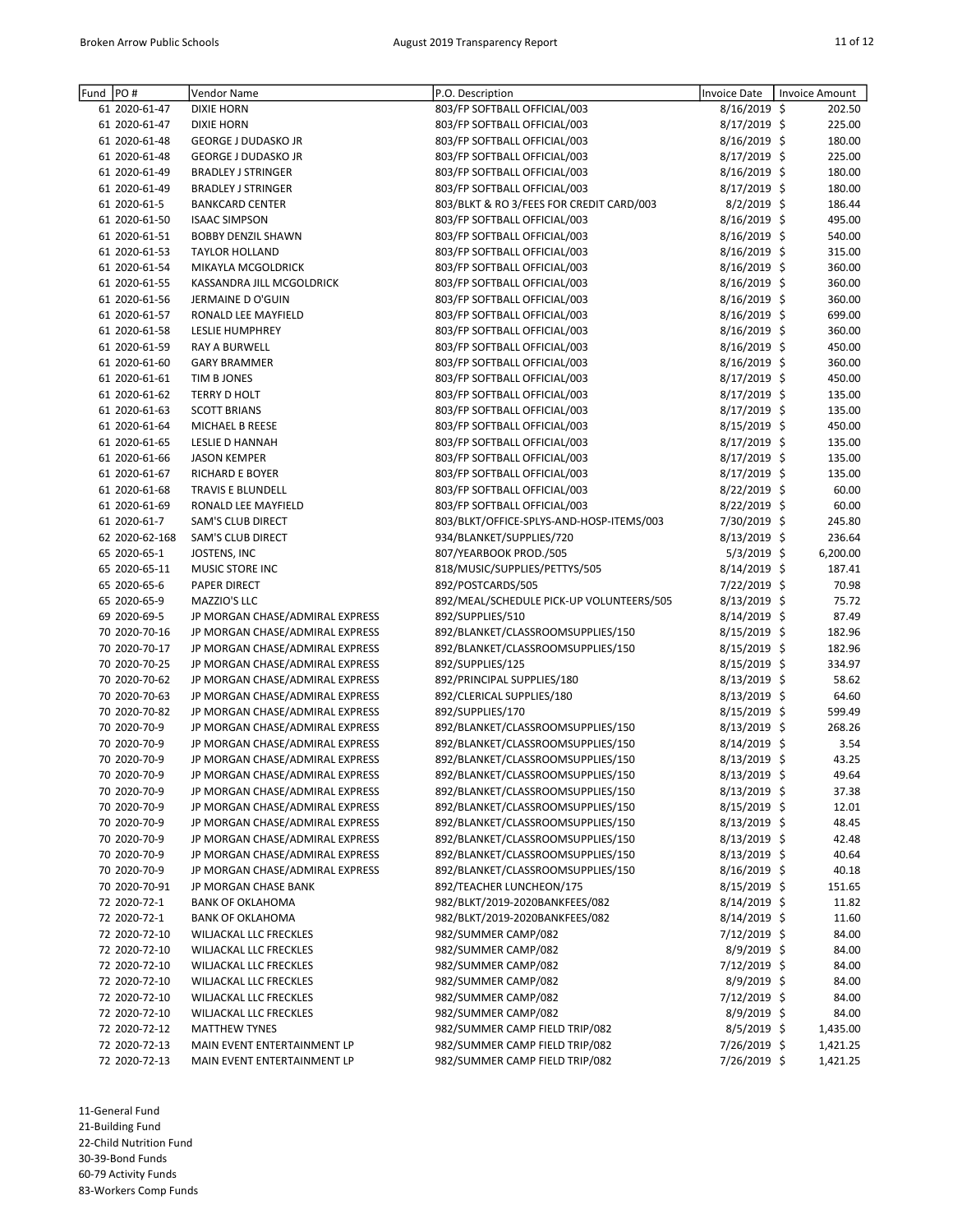| Fund | PO # | Vendor Name | P.O. Description | Invoice Date | Invoice Amount |
|---|---|---|---|---|---|
| 61 | 2020-61-47 | DIXIE HORN | 803/FP SOFTBALL OFFICIAL/003 | 8/16/2019 | $ 202.50 |
| 61 | 2020-61-47 | DIXIE HORN | 803/FP SOFTBALL OFFICIAL/003 | 8/17/2019 | $ 225.00 |
| 61 | 2020-61-48 | GEORGE J DUDASKO JR | 803/FP SOFTBALL OFFICIAL/003 | 8/16/2019 | $ 180.00 |
| 61 | 2020-61-48 | GEORGE J DUDASKO JR | 803/FP SOFTBALL OFFICIAL/003 | 8/17/2019 | $ 225.00 |
| 61 | 2020-61-49 | BRADLEY J STRINGER | 803/FP SOFTBALL OFFICIAL/003 | 8/16/2019 | $ 180.00 |
| 61 | 2020-61-49 | BRADLEY J STRINGER | 803/FP SOFTBALL OFFICIAL/003 | 8/17/2019 | $ 180.00 |
| 61 | 2020-61-5 | BANKCARD CENTER | 803/BLKT & RO 3/FEES FOR CREDIT CARD/003 | 8/2/2019 | $ 186.44 |
| 61 | 2020-61-50 | ISAAC SIMPSON | 803/FP SOFTBALL OFFICIAL/003 | 8/16/2019 | $ 495.00 |
| 61 | 2020-61-51 | BOBBY DENZIL SHAWN | 803/FP SOFTBALL OFFICIAL/003 | 8/16/2019 | $ 540.00 |
| 61 | 2020-61-53 | TAYLOR HOLLAND | 803/FP SOFTBALL OFFICIAL/003 | 8/16/2019 | $ 315.00 |
| 61 | 2020-61-54 | MIKAYLA MCGOLDRICK | 803/FP SOFTBALL OFFICIAL/003 | 8/16/2019 | $ 360.00 |
| 61 | 2020-61-55 | KASSANDRA JILL MCGOLDRICK | 803/FP SOFTBALL OFFICIAL/003 | 8/16/2019 | $ 360.00 |
| 61 | 2020-61-56 | JERMAINE D O'GUIN | 803/FP SOFTBALL OFFICIAL/003 | 8/16/2019 | $ 360.00 |
| 61 | 2020-61-57 | RONALD LEE MAYFIELD | 803/FP SOFTBALL OFFICIAL/003 | 8/16/2019 | $ 699.00 |
| 61 | 2020-61-58 | LESLIE HUMPHREY | 803/FP SOFTBALL OFFICIAL/003 | 8/16/2019 | $ 360.00 |
| 61 | 2020-61-59 | RAY A BURWELL | 803/FP SOFTBALL OFFICIAL/003 | 8/16/2019 | $ 450.00 |
| 61 | 2020-61-60 | GARY BRAMMER | 803/FP SOFTBALL OFFICIAL/003 | 8/16/2019 | $ 360.00 |
| 61 | 2020-61-61 | TIM B JONES | 803/FP SOFTBALL OFFICIAL/003 | 8/17/2019 | $ 450.00 |
| 61 | 2020-61-62 | TERRY D HOLT | 803/FP SOFTBALL OFFICIAL/003 | 8/17/2019 | $ 135.00 |
| 61 | 2020-61-63 | SCOTT BRIANS | 803/FP SOFTBALL OFFICIAL/003 | 8/17/2019 | $ 135.00 |
| 61 | 2020-61-64 | MICHAEL B REESE | 803/FP SOFTBALL OFFICIAL/003 | 8/15/2019 | $ 450.00 |
| 61 | 2020-61-65 | LESLIE D HANNAH | 803/FP SOFTBALL OFFICIAL/003 | 8/17/2019 | $ 135.00 |
| 61 | 2020-61-66 | JASON KEMPER | 803/FP SOFTBALL OFFICIAL/003 | 8/17/2019 | $ 135.00 |
| 61 | 2020-61-67 | RICHARD E BOYER | 803/FP SOFTBALL OFFICIAL/003 | 8/17/2019 | $ 135.00 |
| 61 | 2020-61-68 | TRAVIS E BLUNDELL | 803/FP SOFTBALL OFFICIAL/003 | 8/22/2019 | $ 60.00 |
| 61 | 2020-61-69 | RONALD LEE MAYFIELD | 803/FP SOFTBALL OFFICIAL/003 | 8/22/2019 | $ 60.00 |
| 61 | 2020-61-7 | SAM'S CLUB DIRECT | 803/BLKT/OFFICE-SPLYS-AND-HOSP-ITEMS/003 | 7/30/2019 | $ 245.80 |
| 62 | 2020-62-168 | SAM'S CLUB DIRECT | 934/BLANKET/SUPPLIES/720 | 8/13/2019 | $ 236.64 |
| 65 | 2020-65-1 | JOSTENS, INC | 807/YEARBOOK PROD./505 | 5/3/2019 | $ 6,200.00 |
| 65 | 2020-65-11 | MUSIC STORE INC | 818/MUSIC/SUPPLIES/PETTYS/505 | 8/14/2019 | $ 187.41 |
| 65 | 2020-65-6 | PAPER DIRECT | 892/POSTCARDS/505 | 7/22/2019 | $ 70.98 |
| 65 | 2020-65-9 | MAZZIO'S LLC | 892/MEAL/SCHEDULE PICK-UP VOLUNTEERS/505 | 8/13/2019 | $ 75.72 |
| 69 | 2020-69-5 | JP MORGAN CHASE/ADMIRAL EXPRESS | 892/SUPPLIES/510 | 8/14/2019 | $ 87.49 |
| 70 | 2020-70-16 | JP MORGAN CHASE/ADMIRAL EXPRESS | 892/BLANKET/CLASSROOMSUPPLIES/150 | 8/15/2019 | $ 182.96 |
| 70 | 2020-70-17 | JP MORGAN CHASE/ADMIRAL EXPRESS | 892/BLANKET/CLASSROOMSUPPLIES/150 | 8/15/2019 | $ 182.96 |
| 70 | 2020-70-25 | JP MORGAN CHASE/ADMIRAL EXPRESS | 892/SUPPLIES/125 | 8/15/2019 | $ 334.97 |
| 70 | 2020-70-62 | JP MORGAN CHASE/ADMIRAL EXPRESS | 892/PRINCIPAL SUPPLIES/180 | 8/13/2019 | $ 58.62 |
| 70 | 2020-70-63 | JP MORGAN CHASE/ADMIRAL EXPRESS | 892/CLERICAL SUPPLIES/180 | 8/13/2019 | $ 64.60 |
| 70 | 2020-70-82 | JP MORGAN CHASE/ADMIRAL EXPRESS | 892/SUPPLIES/170 | 8/15/2019 | $ 599.49 |
| 70 | 2020-70-9 | JP MORGAN CHASE/ADMIRAL EXPRESS | 892/BLANKET/CLASSROOMSUPPLIES/150 | 8/13/2019 | $ 268.26 |
| 70 | 2020-70-9 | JP MORGAN CHASE/ADMIRAL EXPRESS | 892/BLANKET/CLASSROOMSUPPLIES/150 | 8/14/2019 | $ 3.54 |
| 70 | 2020-70-9 | JP MORGAN CHASE/ADMIRAL EXPRESS | 892/BLANKET/CLASSROOMSUPPLIES/150 | 8/13/2019 | $ 43.25 |
| 70 | 2020-70-9 | JP MORGAN CHASE/ADMIRAL EXPRESS | 892/BLANKET/CLASSROOMSUPPLIES/150 | 8/13/2019 | $ 49.64 |
| 70 | 2020-70-9 | JP MORGAN CHASE/ADMIRAL EXPRESS | 892/BLANKET/CLASSROOMSUPPLIES/150 | 8/13/2019 | $ 37.38 |
| 70 | 2020-70-9 | JP MORGAN CHASE/ADMIRAL EXPRESS | 892/BLANKET/CLASSROOMSUPPLIES/150 | 8/15/2019 | $ 12.01 |
| 70 | 2020-70-9 | JP MORGAN CHASE/ADMIRAL EXPRESS | 892/BLANKET/CLASSROOMSUPPLIES/150 | 8/13/2019 | $ 48.45 |
| 70 | 2020-70-9 | JP MORGAN CHASE/ADMIRAL EXPRESS | 892/BLANKET/CLASSROOMSUPPLIES/150 | 8/13/2019 | $ 42.48 |
| 70 | 2020-70-9 | JP MORGAN CHASE/ADMIRAL EXPRESS | 892/BLANKET/CLASSROOMSUPPLIES/150 | 8/13/2019 | $ 40.64 |
| 70 | 2020-70-9 | JP MORGAN CHASE/ADMIRAL EXPRESS | 892/BLANKET/CLASSROOMSUPPLIES/150 | 8/16/2019 | $ 40.18 |
| 70 | 2020-70-91 | JP MORGAN CHASE BANK | 892/TEACHER LUNCHEON/175 | 8/15/2019 | $ 151.65 |
| 72 | 2020-72-1 | BANK OF OKLAHOMA | 982/BLKT/2019-2020BANKFEES/082 | 8/14/2019 | $ 11.82 |
| 72 | 2020-72-1 | BANK OF OKLAHOMA | 982/BLKT/2019-2020BANKFEES/082 | 8/14/2019 | $ 11.60 |
| 72 | 2020-72-10 | WILJACKAL LLC FRECKLES | 982/SUMMER CAMP/082 | 7/12/2019 | $ 84.00 |
| 72 | 2020-72-10 | WILJACKAL LLC FRECKLES | 982/SUMMER CAMP/082 | 8/9/2019 | $ 84.00 |
| 72 | 2020-72-10 | WILJACKAL LLC FRECKLES | 982/SUMMER CAMP/082 | 7/12/2019 | $ 84.00 |
| 72 | 2020-72-10 | WILJACKAL LLC FRECKLES | 982/SUMMER CAMP/082 | 8/9/2019 | $ 84.00 |
| 72 | 2020-72-10 | WILJACKAL LLC FRECKLES | 982/SUMMER CAMP/082 | 7/12/2019 | $ 84.00 |
| 72 | 2020-72-10 | WILJACKAL LLC FRECKLES | 982/SUMMER CAMP/082 | 8/9/2019 | $ 84.00 |
| 72 | 2020-72-12 | MATTHEW TYNES | 982/SUMMER CAMP FIELD TRIP/082 | 8/5/2019 | $ 1,435.00 |
| 72 | 2020-72-13 | MAIN EVENT ENTERTAINMENT LP | 982/SUMMER CAMP FIELD TRIP/082 | 7/26/2019 | $ 1,421.25 |
| 72 | 2020-72-13 | MAIN EVENT ENTERTAINMENT LP | 982/SUMMER CAMP FIELD TRIP/082 | 7/26/2019 | $ 1,421.25 |

11-General Fund
21-Building Fund
22-Child Nutrition Fund
30-39-Bond Funds
60-79 Activity Funds
83-Workers Comp Funds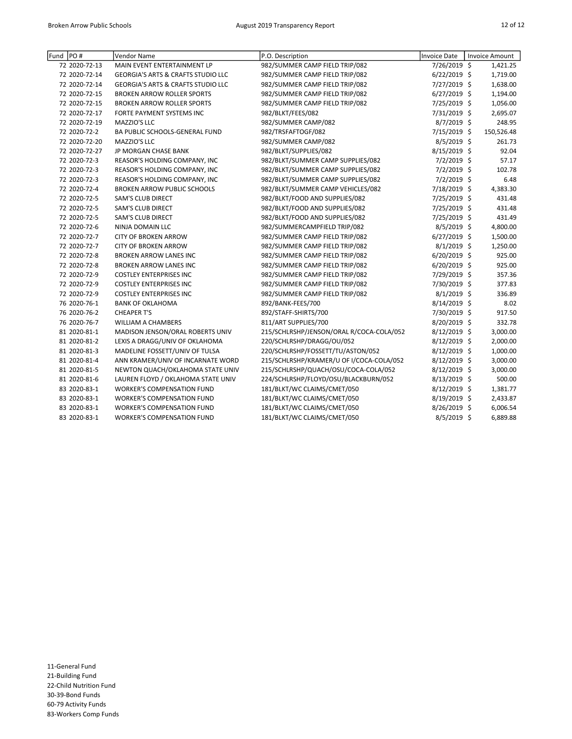| Fund | PO # | Vendor Name | P.O. Description | Invoice Date | Invoice Amount |
|---|---|---|---|---|---|
| 72 | 2020-72-13 | MAIN EVENT ENTERTAINMENT LP | 982/SUMMER CAMP FIELD TRIP/082 | 7/26/2019 | $ 1,421.25 |
| 72 | 2020-72-14 | GEORGIA'S ARTS & CRAFTS STUDIO LLC | 982/SUMMER CAMP FIELD TRIP/082 | 6/22/2019 | $ 1,719.00 |
| 72 | 2020-72-14 | GEORGIA'S ARTS & CRAFTS STUDIO LLC | 982/SUMMER CAMP FIELD TRIP/082 | 7/27/2019 | $ 1,638.00 |
| 72 | 2020-72-15 | BROKEN ARROW ROLLER SPORTS | 982/SUMMER CAMP FIELD TRIP/082 | 6/27/2019 | $ 1,194.00 |
| 72 | 2020-72-15 | BROKEN ARROW ROLLER SPORTS | 982/SUMMER CAMP FIELD TRIP/082 | 7/25/2019 | $ 1,056.00 |
| 72 | 2020-72-17 | FORTE PAYMENT SYSTEMS INC | 982/BLKT/FEES/082 | 7/31/2019 | $ 2,695.07 |
| 72 | 2020-72-19 | MAZZIO'S LLC | 982/SUMMER CAMP/082 | 8/7/2019 | $ 248.95 |
| 72 | 2020-72-2 | BA PUBLIC SCHOOLS-GENERAL FUND | 982/TRSFAFTOGF/082 | 7/15/2019 | $ 150,526.48 |
| 72 | 2020-72-20 | MAZZIO'S LLC | 982/SUMMER CAMP/082 | 8/5/2019 | $ 261.73 |
| 72 | 2020-72-27 | JP MORGAN CHASE BANK | 982/BLKT/SUPPLIES/082 | 8/15/2019 | $ 92.04 |
| 72 | 2020-72-3 | REASOR'S HOLDING COMPANY, INC | 982/BLKT/SUMMER CAMP SUPPLIES/082 | 7/2/2019 | $ 57.17 |
| 72 | 2020-72-3 | REASOR'S HOLDING COMPANY, INC | 982/BLKT/SUMMER CAMP SUPPLIES/082 | 7/2/2019 | $ 102.78 |
| 72 | 2020-72-3 | REASOR'S HOLDING COMPANY, INC | 982/BLKT/SUMMER CAMP SUPPLIES/082 | 7/2/2019 | $ 6.48 |
| 72 | 2020-72-4 | BROKEN ARROW PUBLIC SCHOOLS | 982/BLKT/SUMMER CAMP VEHICLES/082 | 7/18/2019 | $ 4,383.30 |
| 72 | 2020-72-5 | SAM'S CLUB DIRECT | 982/BLKT/FOOD AND SUPPLIES/082 | 7/25/2019 | $ 431.48 |
| 72 | 2020-72-5 | SAM'S CLUB DIRECT | 982/BLKT/FOOD AND SUPPLIES/082 | 7/25/2019 | $ 431.48 |
| 72 | 2020-72-5 | SAM'S CLUB DIRECT | 982/BLKT/FOOD AND SUPPLIES/082 | 7/25/2019 | $ 431.49 |
| 72 | 2020-72-6 | NINJA DOMAIN LLC | 982/SUMMERCAMPFIELD TRIP/082 | 8/5/2019 | $ 4,800.00 |
| 72 | 2020-72-7 | CITY OF BROKEN ARROW | 982/SUMMER CAMP FIELD TRIP/082 | 6/27/2019 | $ 1,500.00 |
| 72 | 2020-72-7 | CITY OF BROKEN ARROW | 982/SUMMER CAMP FIELD TRIP/082 | 8/1/2019 | $ 1,250.00 |
| 72 | 2020-72-8 | BROKEN ARROW LANES INC | 982/SUMMER CAMP FIELD TRIP/082 | 6/20/2019 | $ 925.00 |
| 72 | 2020-72-8 | BROKEN ARROW LANES INC | 982/SUMMER CAMP FIELD TRIP/082 | 6/20/2019 | $ 925.00 |
| 72 | 2020-72-9 | COSTLEY ENTERPRISES INC | 982/SUMMER CAMP FIELD TRIP/082 | 7/29/2019 | $ 357.36 |
| 72 | 2020-72-9 | COSTLEY ENTERPRISES INC | 982/SUMMER CAMP FIELD TRIP/082 | 7/30/2019 | $ 377.83 |
| 72 | 2020-72-9 | COSTLEY ENTERPRISES INC | 982/SUMMER CAMP FIELD TRIP/082 | 8/1/2019 | $ 336.89 |
| 76 | 2020-76-1 | BANK OF OKLAHOMA | 892/BANK-FEES/700 | 8/14/2019 | $ 8.02 |
| 76 | 2020-76-2 | CHEAPER T'S | 892/STAFF-SHIRTS/700 | 7/30/2019 | $ 917.50 |
| 76 | 2020-76-7 | WILLIAM A CHAMBERS | 811/ART SUPPLIES/700 | 8/20/2019 | $ 332.78 |
| 81 | 2020-81-1 | MADISON JENSON/ORAL ROBERTS UNIV | 215/SCHLRSHP/JENSON/ORAL R/COCA-COLA/052 | 8/12/2019 | $ 3,000.00 |
| 81 | 2020-81-2 | LEXIS A DRAGG/UNIV OF OKLAHOMA | 220/SCHLRSHP/DRAGG/OU/052 | 8/12/2019 | $ 2,000.00 |
| 81 | 2020-81-3 | MADELINE FOSSETT/UNIV OF TULSA | 220/SCHLRSHP/FOSSETT/TU/ASTON/052 | 8/12/2019 | $ 1,000.00 |
| 81 | 2020-81-4 | ANN KRAMER/UNIV OF INCARNATE WORD | 215/SCHLRSHP/KRAMER/U OF I/COCA-COLA/052 | 8/12/2019 | $ 3,000.00 |
| 81 | 2020-81-5 | NEWTON QUACH/OKLAHOMA STATE UNIV | 215/SCHLRSHP/QUACH/OSU/COCA-COLA/052 | 8/12/2019 | $ 3,000.00 |
| 81 | 2020-81-6 | LAUREN FLOYD / OKLAHOMA STATE UNIV | 224/SCHLRSHP/FLOYD/OSU/BLACKBURN/052 | 8/13/2019 | $ 500.00 |
| 83 | 2020-83-1 | WORKER'S COMPENSATION FUND | 181/BLKT/WC CLAIMS/CMET/050 | 8/12/2019 | $ 1,381.77 |
| 83 | 2020-83-1 | WORKER'S COMPENSATION FUND | 181/BLKT/WC CLAIMS/CMET/050 | 8/19/2019 | $ 2,433.87 |
| 83 | 2020-83-1 | WORKER'S COMPENSATION FUND | 181/BLKT/WC CLAIMS/CMET/050 | 8/26/2019 | $ 6,006.54 |
| 83 | 2020-83-1 | WORKER'S COMPENSATION FUND | 181/BLKT/WC CLAIMS/CMET/050 | 8/5/2019 | $ 6,889.88 |

11-General Fund
21-Building Fund
22-Child Nutrition Fund
30-39-Bond Funds
60-79 Activity Funds
83-Workers Comp Funds